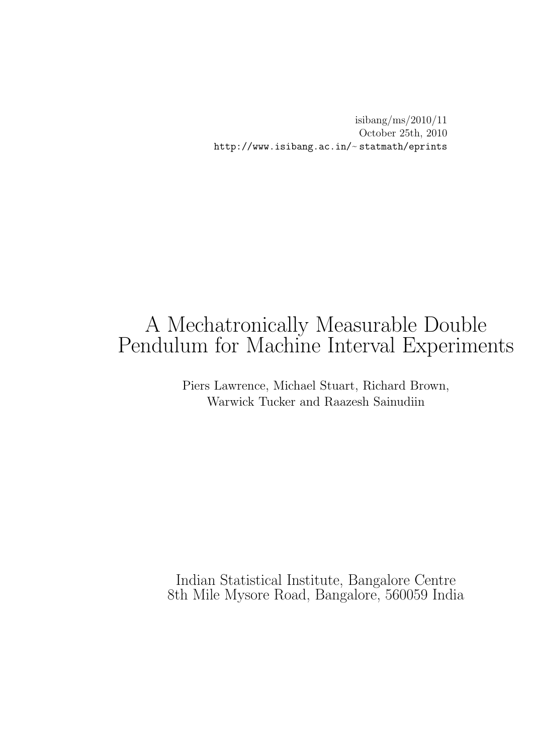isibang/ms/2010/11
October 25th, 2010
http://www.isibang.ac.in/~ statmath/eprints

# A Mechatronically Measurable Double Pendulum for Machine Interval Experiments

Piers Lawrence, Michael Stuart, Richard Brown,
Warwick Tucker and Raazesh Sainudiin

Indian Statistical Institute, Bangalore Centre
8th Mile Mysore Road, Bangalore, 560059 India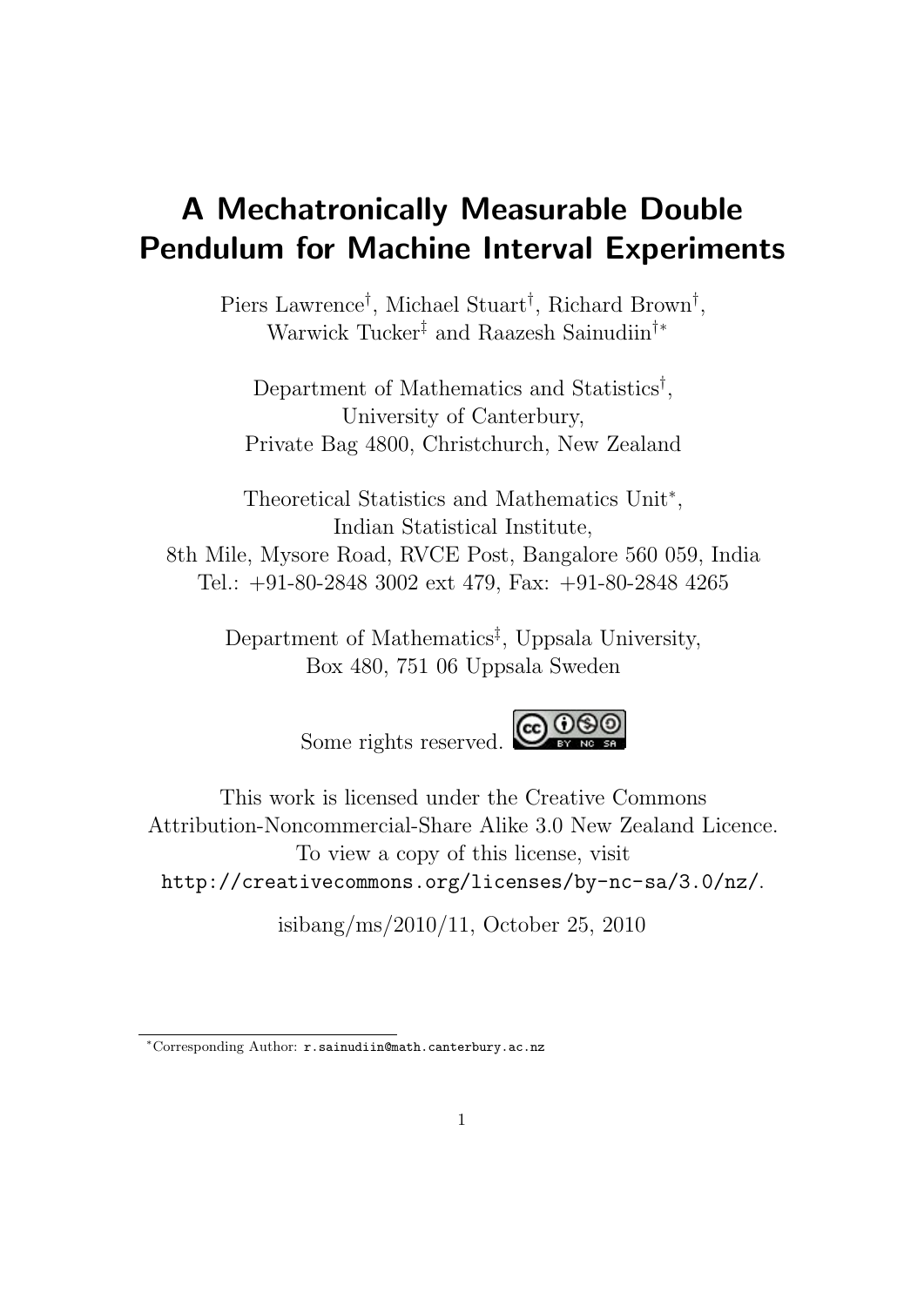# A Mechatronically Measurable Double Pendulum for Machine Interval Experiments

Piers Lawrence[†], Michael Stuart[†], Richard Brown[†], Warwick Tucker[‡] and Raazesh Sainudiin[†*]

Department of Mathematics and Statistics[†],  
University of Canterbury,  
Private Bag 4800, Christchurch, New Zealand

Theoretical Statistics and Mathematics Unit[*],  
Indian Statistical Institute,  
8th Mile, Mysore Road, RVCE Post, Bangalore 560 059, India  
Tel.: +91-80-2848 3002 ext 479, Fax: +91-80-2848 4265

Department of Mathematics[‡], Uppsala University,  
Box 480, 751 06 Uppsala Sweden

Some rights reserved.

This work is licensed under the Creative Commons Attribution-Noncommercial-Share Alike 3.0 New Zealand Licence. To view a copy of this license, visit `http://creativecommons.org/licenses/by-nc-sa/3.0/nz/`.

isibang/ms/2010/11, October 25, 2010

[*]Corresponding Author: `r.sainudiin@math.canterbury.ac.nz`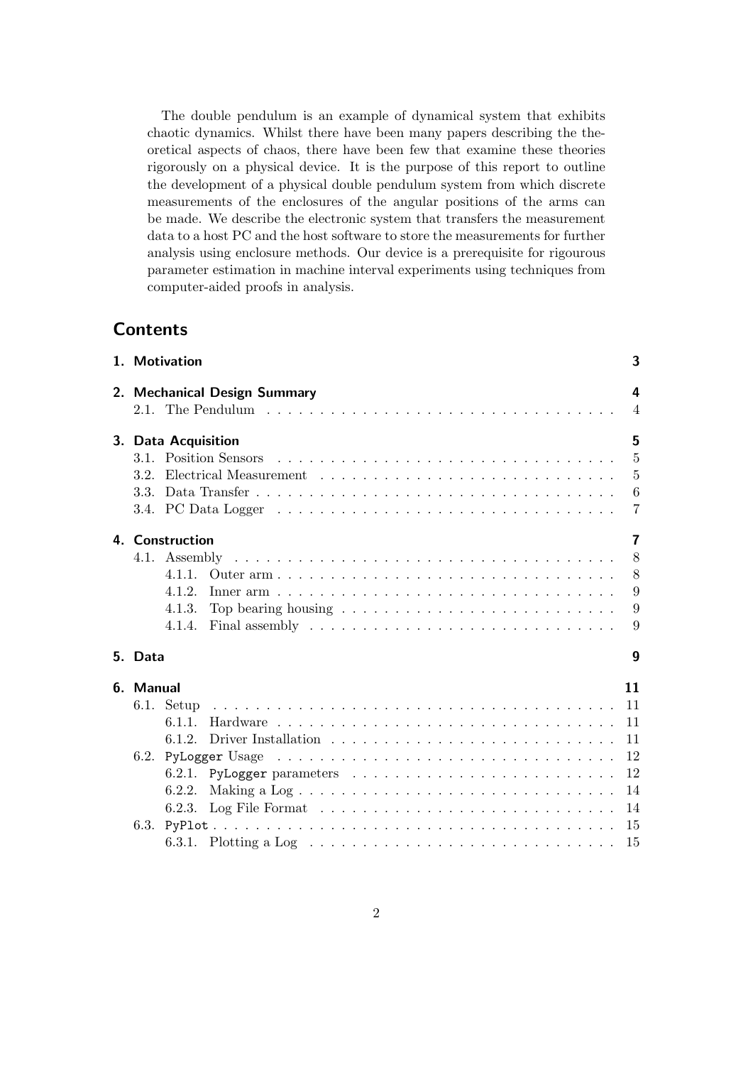The double pendulum is an example of dynamical system that exhibits chaotic dynamics. Whilst there have been many papers describing the theoretical aspects of chaos, there have been few that examine these theories rigorously on a physical device. It is the purpose of this report to outline the development of a physical double pendulum system from which discrete measurements of the enclosures of the angular positions of the arms can be made. We describe the electronic system that transfers the measurement data to a host PC and the host software to store the measurements for further analysis using enclosure methods. Our device is a prerequisite for rigourous parameter estimation in machine interval experiments using techniques from computer-aided proofs in analysis.

## Contents

- **1. Motivation** — 3
- **2. Mechanical Design Summary** — 4
  - 2.1. The Pendulum — 4
- **3. Data Acquisition** — 5
  - 3.1. Position Sensors — 5
  - 3.2. Electrical Measurement — 5
  - 3.3. Data Transfer — 6
  - 3.4. PC Data Logger — 7
- **4. Construction** — 7
  - 4.1. Assembly — 8
    - 4.1.1. Outer arm — 8
    - 4.1.2. Inner arm — 9
    - 4.1.3. Top bearing housing — 9
    - 4.1.4. Final assembly — 9
- **5. Data** — 9
- **6. Manual** — 11
  - 6.1. Setup — 11
    - 6.1.1. Hardware — 11
    - 6.1.2. Driver Installation — 11
  - 6.2. `PyLogger` Usage — 12
    - 6.2.1. `PyLogger` parameters — 12
    - 6.2.2. Making a Log — 14
    - 6.2.3. Log File Format — 14
  - 6.3. `PyPlot` — 15
    - 6.3.1. Plotting a Log — 15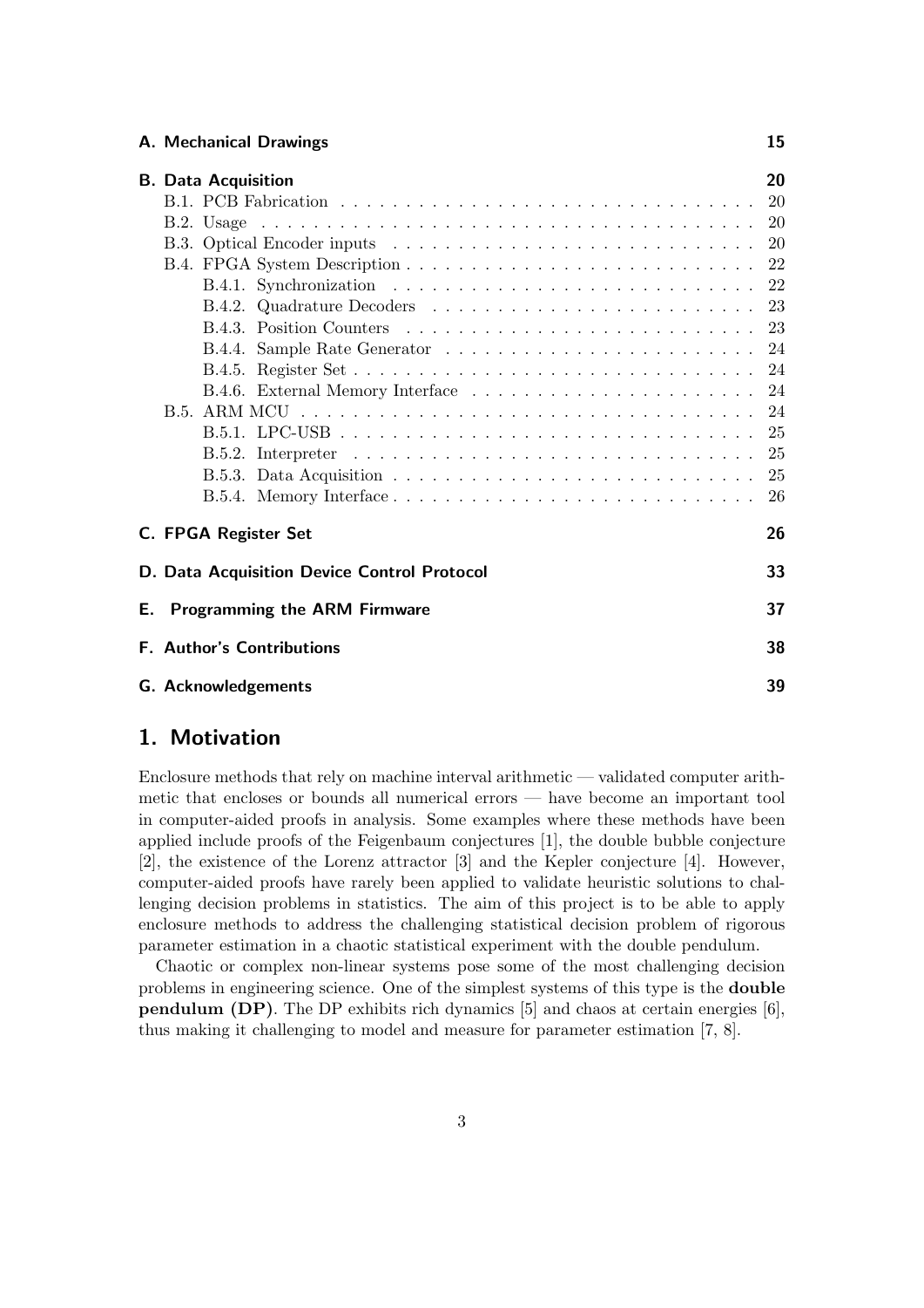A. Mechanical Drawings 15

B. Data Acquisition 20
- B.1. PCB Fabrication 20
- B.2. Usage 20
- B.3. Optical Encoder inputs 20
- B.4. FPGA System Description 22
  - B.4.1. Synchronization 22
  - B.4.2. Quadrature Decoders 23
  - B.4.3. Position Counters 23
  - B.4.4. Sample Rate Generator 24
  - B.4.5. Register Set 24
  - B.4.6. External Memory Interface 24
- B.5. ARM MCU 24
  - B.5.1. LPC-USB 25
  - B.5.2. Interpreter 25
  - B.5.3. Data Acquisition 25
  - B.5.4. Memory Interface 26

C. FPGA Register Set 26

D. Data Acquisition Device Control Protocol 33

E. Programming the ARM Firmware 37

F. Author's Contributions 38

G. Acknowledgements 39

# 1. Motivation

Enclosure methods that rely on machine interval arithmetic — validated computer arithmetic that encloses or bounds all numerical errors — have become an important tool in computer-aided proofs in analysis. Some examples where these methods have been applied include proofs of the Feigenbaum conjectures [1], the double bubble conjecture [2], the existence of the Lorenz attractor [3] and the Kepler conjecture [4]. However, computer-aided proofs have rarely been applied to validate heuristic solutions to challenging decision problems in statistics. The aim of this project is to be able to apply enclosure methods to address the challenging statistical decision problem of rigorous parameter estimation in a chaotic statistical experiment with the double pendulum.

Chaotic or complex non-linear systems pose some of the most challenging decision problems in engineering science. One of the simplest systems of this type is the **double pendulum (DP)**. The DP exhibits rich dynamics [5] and chaos at certain energies [6], thus making it challenging to model and measure for parameter estimation [7, 8].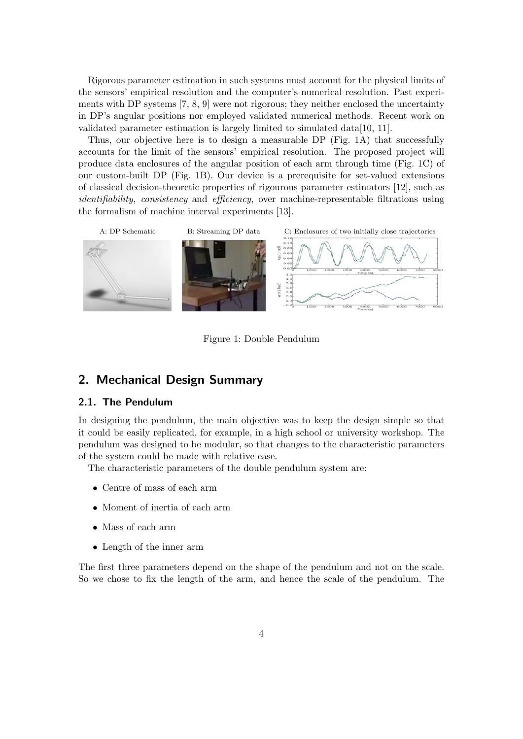Rigorous parameter estimation in such systems must account for the physical limits of the sensors' empirical resolution and the computer's numerical resolution. Past experiments with DP systems [7, 8, 9] were not rigorous; they neither enclosed the uncertainty in DP's angular positions nor employed validated numerical methods. Recent work on validated parameter estimation is largely limited to simulated data[10, 11].

Thus, our objective here is to design a measurable DP (Fig. 1A) that successfully accounts for the limit of the sensors' empirical resolution. The proposed project will produce data enclosures of the angular position of each arm through time (Fig. 1C) of our custom-built DP (Fig. 1B). Our device is a prerequisite for set-valued extensions of classical decision-theoretic properties of rigourous parameter estimators [12], such as *identifiability*, *consistency* and *efficiency*, over machine-representable filtrations using the formalism of machine interval experiments [13].

A: DP Schematic   B: Streaming DP data   C: Enclosures of two initially close trajectories

Figure 1: Double Pendulum

## 2. Mechanical Design Summary

### 2.1. The Pendulum

In designing the pendulum, the main objective was to keep the design simple so that it could be easily replicated, for example, in a high school or university workshop. The pendulum was designed to be modular, so that changes to the characteristic parameters of the system could be made with relative ease.

The characteristic parameters of the double pendulum system are:

- Centre of mass of each arm
- Moment of inertia of each arm
- Mass of each arm
- Length of the inner arm

The first three parameters depend on the shape of the pendulum and not on the scale. So we chose to fix the length of the arm, and hence the scale of the pendulum. The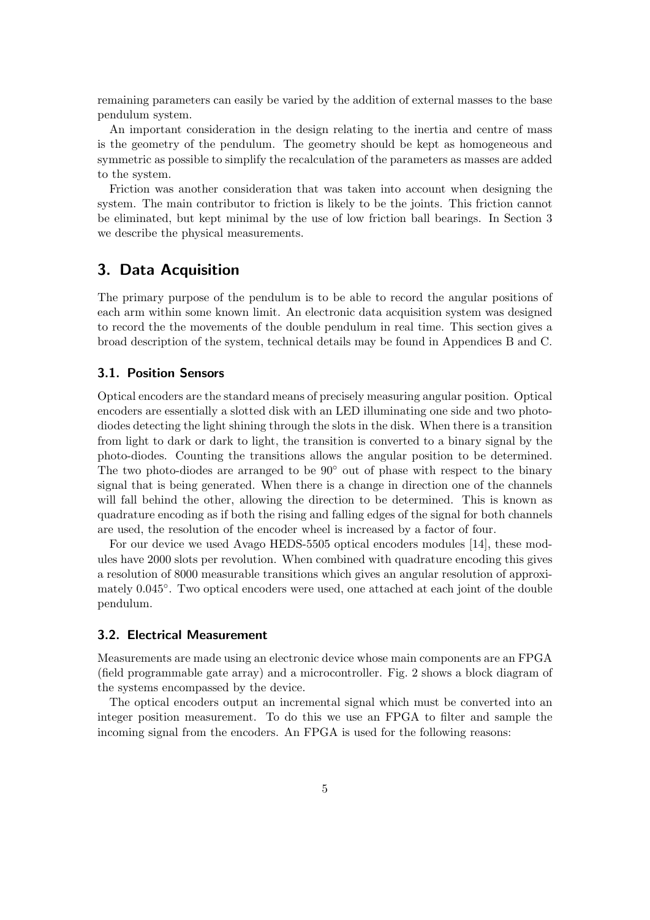remaining parameters can easily be varied by the addition of external masses to the base pendulum system.

An important consideration in the design relating to the inertia and centre of mass is the geometry of the pendulum. The geometry should be kept as homogeneous and symmetric as possible to simplify the recalculation of the parameters as masses are added to the system.

Friction was another consideration that was taken into account when designing the system. The main contributor to friction is likely to be the joints. This friction cannot be eliminated, but kept minimal by the use of low friction ball bearings. In Section 3 we describe the physical measurements.

## 3. Data Acquisition

The primary purpose of the pendulum is to be able to record the angular positions of each arm within some known limit. An electronic data acquisition system was designed to record the the movements of the double pendulum in real time. This section gives a broad description of the system, technical details may be found in Appendices B and C.

### 3.1. Position Sensors

Optical encoders are the standard means of precisely measuring angular position. Optical encoders are essentially a slotted disk with an LED illuminating one side and two photo-diodes detecting the light shining through the slots in the disk. When there is a transition from light to dark or dark to light, the transition is converted to a binary signal by the photo-diodes. Counting the transitions allows the angular position to be determined. The two photo-diodes are arranged to be $90^\circ$ out of phase with respect to the binary signal that is being generated. When there is a change in direction one of the channels will fall behind the other, allowing the direction to be determined. This is known as quadrature encoding as if both the rising and falling edges of the signal for both channels are used, the resolution of the encoder wheel is increased by a factor of four.

For our device we used Avago HEDS-5505 optical encoders modules [14], these modules have 2000 slots per revolution. When combined with quadrature encoding this gives a resolution of 8000 measurable transitions which gives an angular resolution of approximately $0.045^\circ$. Two optical encoders were used, one attached at each joint of the double pendulum.

### 3.2. Electrical Measurement

Measurements are made using an electronic device whose main components are an FPGA (field programmable gate array) and a microcontroller. Fig. 2 shows a block diagram of the systems encompassed by the device.

The optical encoders output an incremental signal which must be converted into an integer position measurement. To do this we use an FPGA to filter and sample the incoming signal from the encoders. An FPGA is used for the following reasons: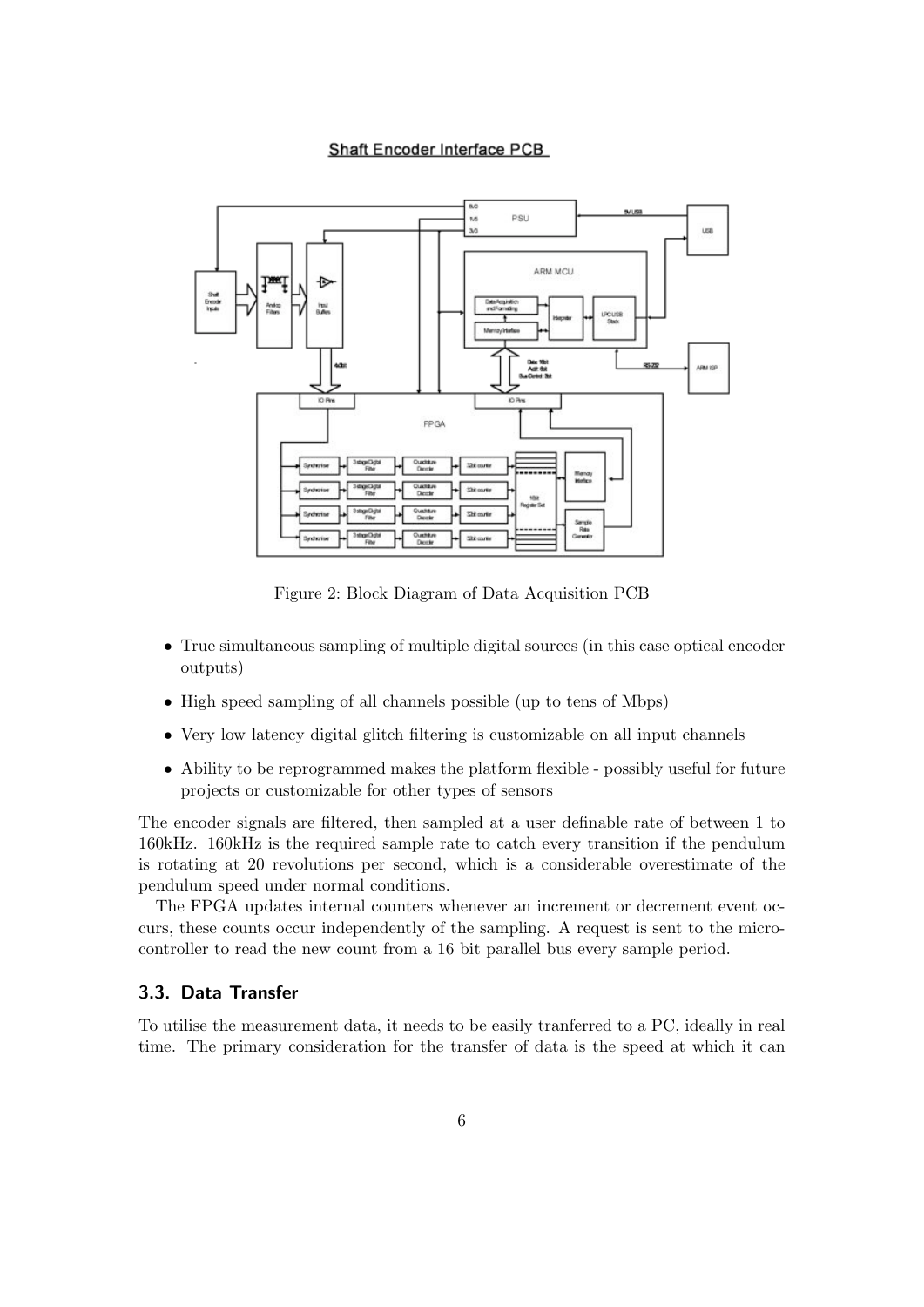Figure 2: Block Diagram of Data Acquisition PCB

- True simultaneous sampling of multiple digital sources (in this case optical encoder outputs)
- High speed sampling of all channels possible (up to tens of Mbps)
- Very low latency digital glitch filtering is customizable on all input channels
- Ability to be reprogrammed makes the platform flexible - possibly useful for future projects or customizable for other types of sensors

The encoder signals are filtered, then sampled at a user definable rate of between 1 to 160kHz. 160kHz is the required sample rate to catch every transition if the pendulum is rotating at 20 revolutions per second, which is a considerable overestimate of the pendulum speed under normal conditions.

The FPGA updates internal counters whenever an increment or decrement event occurs, these counts occur independently of the sampling. A request is sent to the microcontroller to read the new count from a 16 bit parallel bus every sample period.

### 3.3. Data Transfer

To utilise the measurement data, it needs to be easily tranferred to a PC, ideally in real time. The primary consideration for the transfer of data is the speed at which it can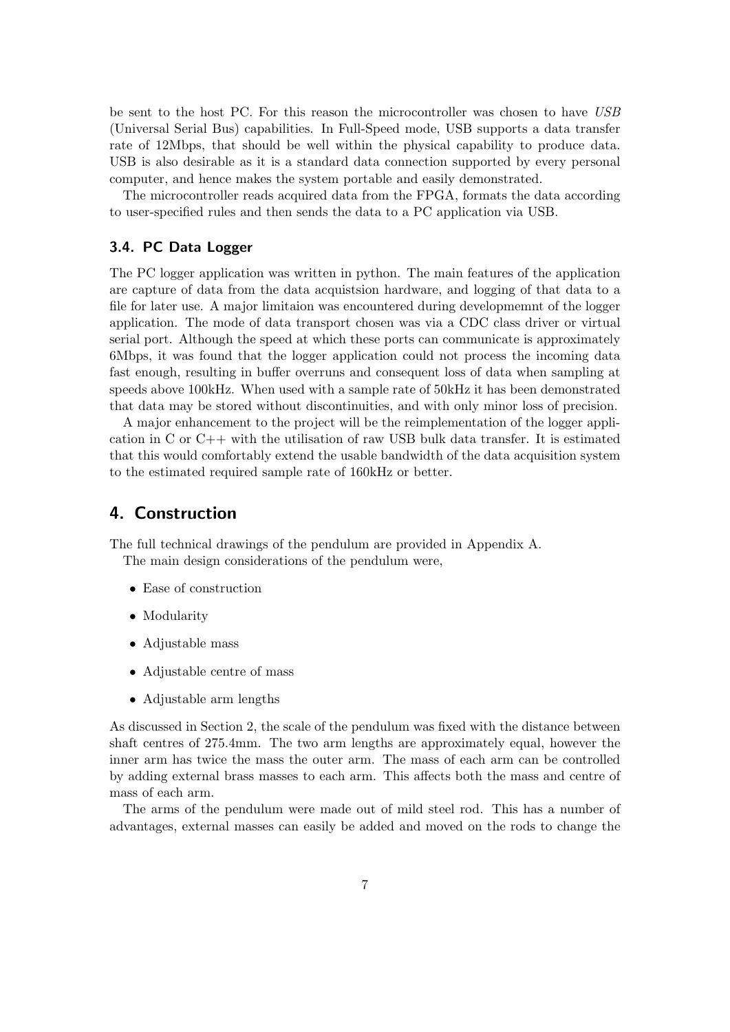be sent to the host PC. For this reason the microcontroller was chosen to have *USB* (Universal Serial Bus) capabilities. In Full-Speed mode, USB supports a data transfer rate of 12Mbps, that should be well within the physical capability to produce data. USB is also desirable as it is a standard data connection supported by every personal computer, and hence makes the system portable and easily demonstrated.

The microcontroller reads acquired data from the FPGA, formats the data according to user-specified rules and then sends the data to a PC application via USB.

### 3.4. PC Data Logger

The PC logger application was written in python. The main features of the application are capture of data from the data acquistsion hardware, and logging of that data to a file for later use. A major limitaion was encountered during developmemnt of the logger application. The mode of data transport chosen was via a CDC class driver or virtual serial port. Although the speed at which these ports can communicate is approximately 6Mbps, it was found that the logger application could not process the incoming data fast enough, resulting in buffer overruns and consequent loss of data when sampling at speeds above 100kHz. When used with a sample rate of 50kHz it has been demonstrated that data may be stored without discontinuities, and with only minor loss of precision.

A major enhancement to the project will be the reimplementation of the logger application in C or C++ with the utilisation of raw USB bulk data transfer. It is estimated that this would comfortably extend the usable bandwidth of the data acquisition system to the estimated required sample rate of 160kHz or better.

## 4. Construction

The full technical drawings of the pendulum are provided in Appendix A.

The main design considerations of the pendulum were,

- Ease of construction
- Modularity
- Adjustable mass
- Adjustable centre of mass
- Adjustable arm lengths

As discussed in Section 2, the scale of the pendulum was fixed with the distance between shaft centres of 275.4mm. The two arm lengths are approximately equal, however the inner arm has twice the mass the outer arm. The mass of each arm can be controlled by adding external brass masses to each arm. This affects both the mass and centre of mass of each arm.

The arms of the pendulum were made out of mild steel rod. This has a number of advantages, external masses can easily be added and moved on the rods to change the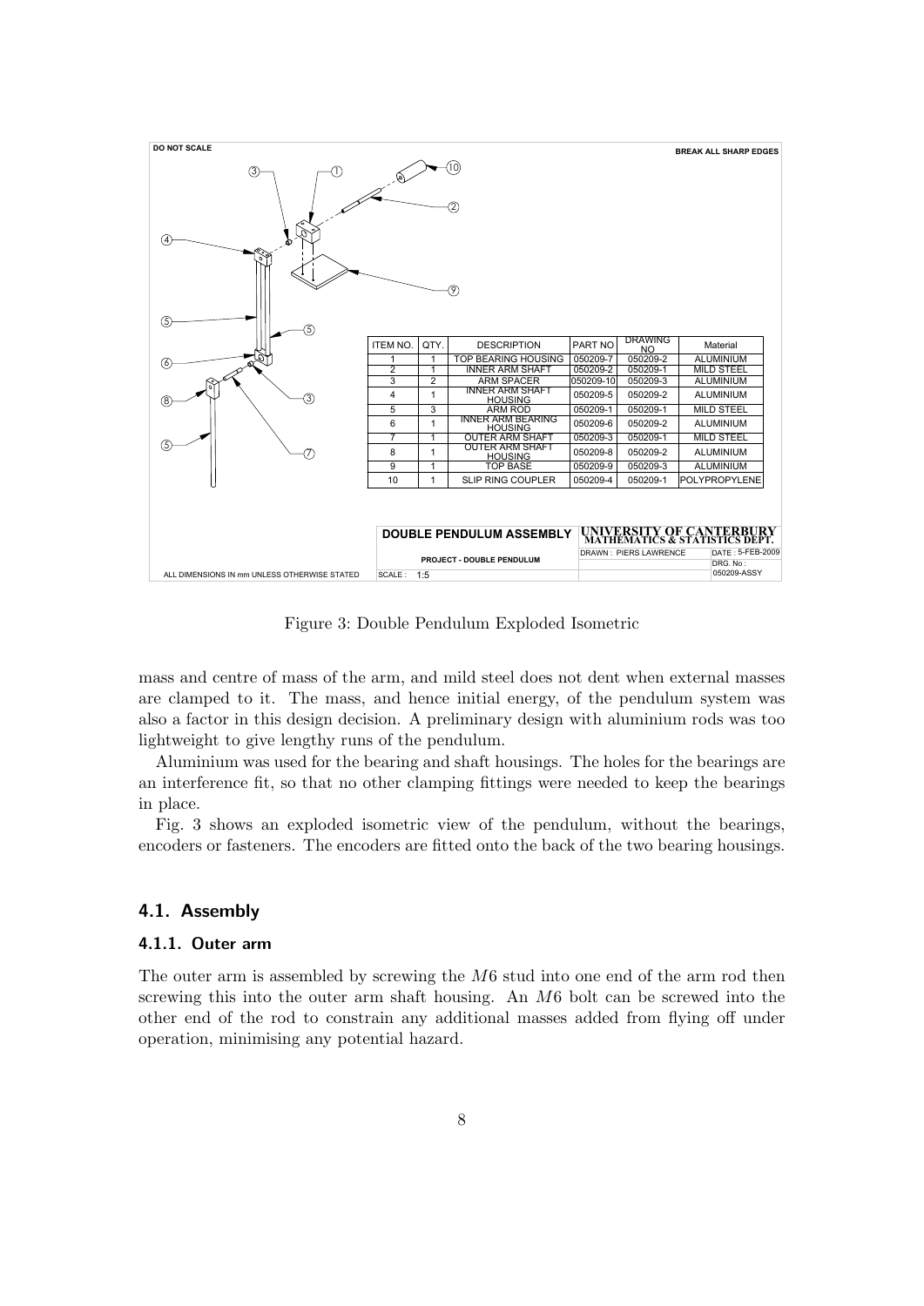| ITEM NO. | QTY. | DESCRIPTION | PART NO | DRAWING NO | Material |
|---|---|---|---|---|---|
| 1 | 1 | TOP BEARING HOUSING | 050209-7 | 050209-2 | ALUMINIUM |
| 2 | 1 | INNER ARM SHAFT | 050209-2 | 050209-1 | MILD STEEL |
| 3 | 2 | ARM SPACER | 050209-10 | 050209-3 | ALUMINIUM |
| 4 | 1 | INNER ARM SHAFT HOUSING | 050209-5 | 050209-2 | ALUMINIUM |
| 5 | 3 | ARM ROD | 050209-1 | 050209-1 | MILD STEEL |
| 6 | 1 | INNER ARM BEARING HOUSING | 050209-6 | 050209-2 | ALUMINIUM |
| 7 | 1 | OUTER ARM SHAFT | 050209-3 | 050209-1 | MILD STEEL |
| 8 | 1 | OUTER ARM SHAFT HOUSING | 050209-8 | 050209-2 | ALUMINIUM |
| 9 | 1 | TOP BASE | 050209-9 | 050209-3 | ALUMINIUM |
| 10 | 1 | SLIP RING COUPLER | 050209-4 | 050209-1 | POLYPROPYLENE |

Figure 3: Double Pendulum Exploded Isometric

mass and centre of mass of the arm, and mild steel does not dent when external masses are clamped to it. The mass, and hence initial energy, of the pendulum system was also a factor in this design decision. A preliminary design with aluminium rods was too lightweight to give lengthy runs of the pendulum.

Aluminium was used for the bearing and shaft housings. The holes for the bearings are an interference fit, so that no other clamping fittings were needed to keep the bearings in place.

Fig. 3 shows an exploded isometric view of the pendulum, without the bearings, encoders or fasteners. The encoders are fitted onto the back of the two bearing housings.

## 4.1. Assembly

### 4.1.1. Outer arm

The outer arm is assembled by screwing the $M6$ stud into one end of the arm rod then screwing this into the outer arm shaft housing. An $M6$ bolt can be screwed into the other end of the rod to constrain any additional masses added from flying off under operation, minimising any potential hazard.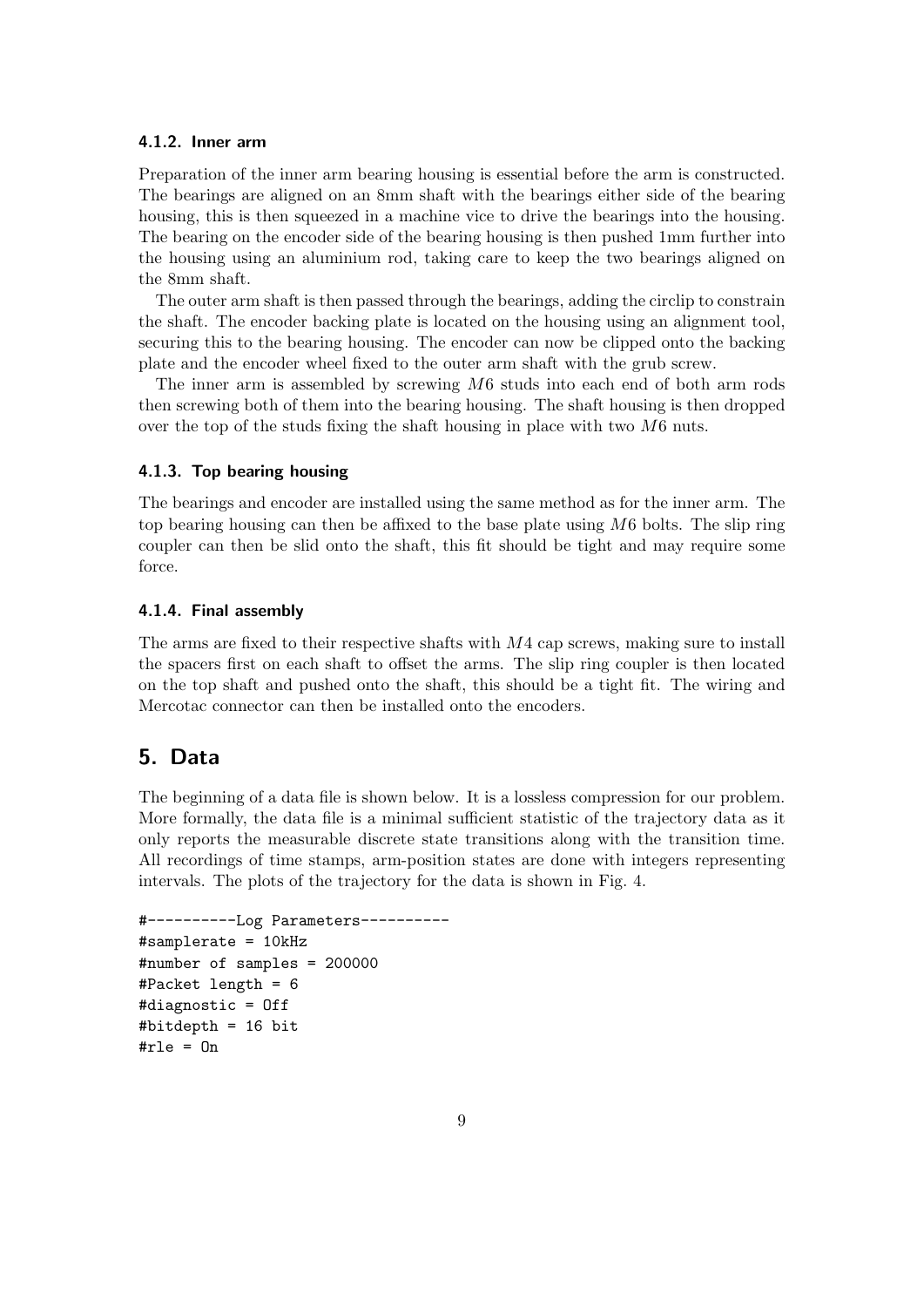### 4.1.2. Inner arm

Preparation of the inner arm bearing housing is essential before the arm is constructed. The bearings are aligned on an 8mm shaft with the bearings either side of the bearing housing, this is then squeezed in a machine vice to drive the bearings into the housing. The bearing on the encoder side of the bearing housing is then pushed 1mm further into the housing using an aluminium rod, taking care to keep the two bearings aligned on the 8mm shaft.

The outer arm shaft is then passed through the bearings, adding the circlip to constrain the shaft. The encoder backing plate is located on the housing using an alignment tool, securing this to the bearing housing. The encoder can now be clipped onto the backing plate and the encoder wheel fixed to the outer arm shaft with the grub screw.

The inner arm is assembled by screwing $M6$ studs into each end of both arm rods then screwing both of them into the bearing housing. The shaft housing is then dropped over the top of the studs fixing the shaft housing in place with two $M6$ nuts.

### 4.1.3. Top bearing housing

The bearings and encoder are installed using the same method as for the inner arm. The top bearing housing can then be affixed to the base plate using $M6$ bolts. The slip ring coupler can then be slid onto the shaft, this fit should be tight and may require some force.

### 4.1.4. Final assembly

The arms are fixed to their respective shafts with $M4$ cap screws, making sure to install the spacers first on each shaft to offset the arms. The slip ring coupler is then located on the top shaft and pushed onto the shaft, this should be a tight fit. The wiring and Mercotac connector can then be installed onto the encoders.

## 5. Data

The beginning of a data file is shown below. It is a lossless compression for our problem. More formally, the data file is a minimal sufficient statistic of the trajectory data as it only reports the measurable discrete state transitions along with the transition time. All recordings of time stamps, arm-position states are done with integers representing intervals. The plots of the trajectory for the data is shown in Fig. 4.

```
#----------Log Parameters----------
#samplerate = 10kHz
#number of samples = 200000
#Packet length = 6
#diagnostic = Off
#bitdepth = 16 bit
#rle = On
```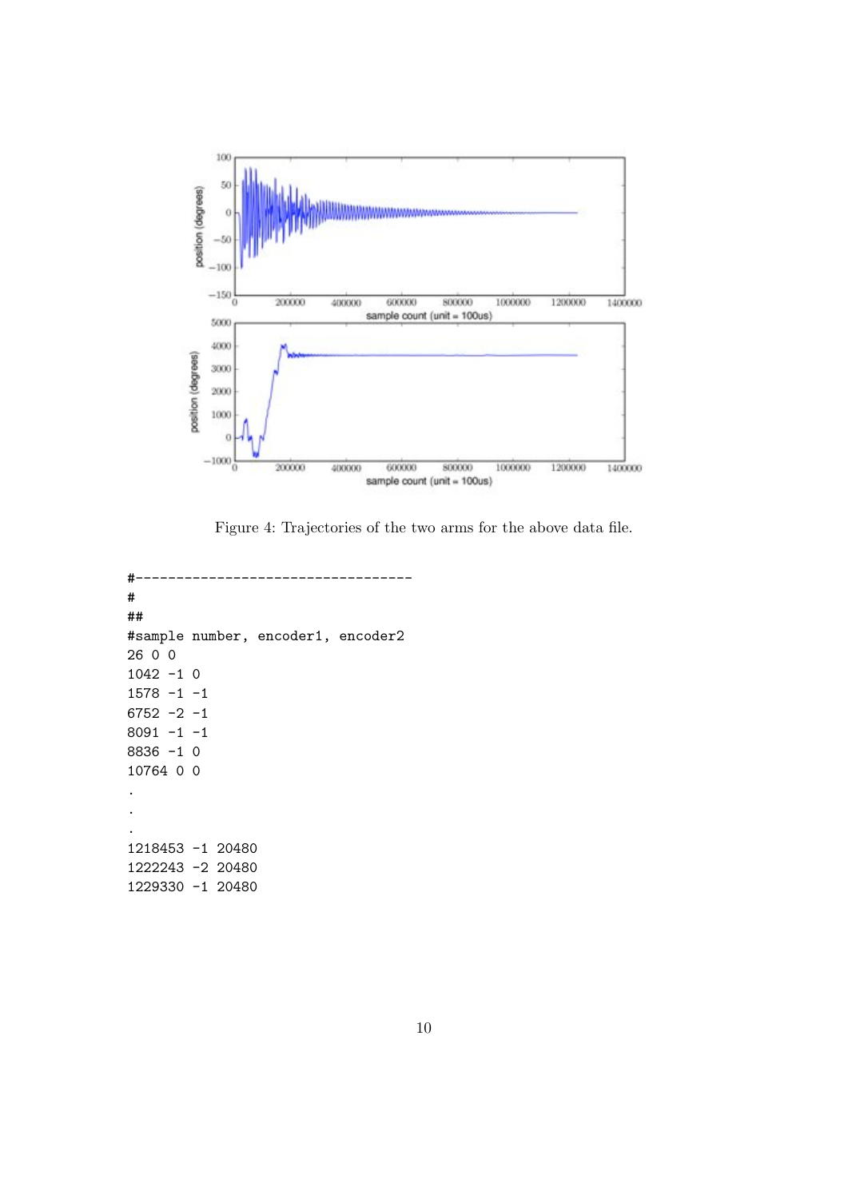Figure 4: Trajectories of the two arms for the above data file.

```
#---------------------------------
#
##
#sample number, encoder1, encoder2
26 0 0
1042 -1 0
1578 -1 -1
6752 -2 -1
8091 -1 -1
8836 -1 0
10764 0 0
.
.
.
1218453 -1 20480
1222243 -2 20480
1229330 -1 20480
```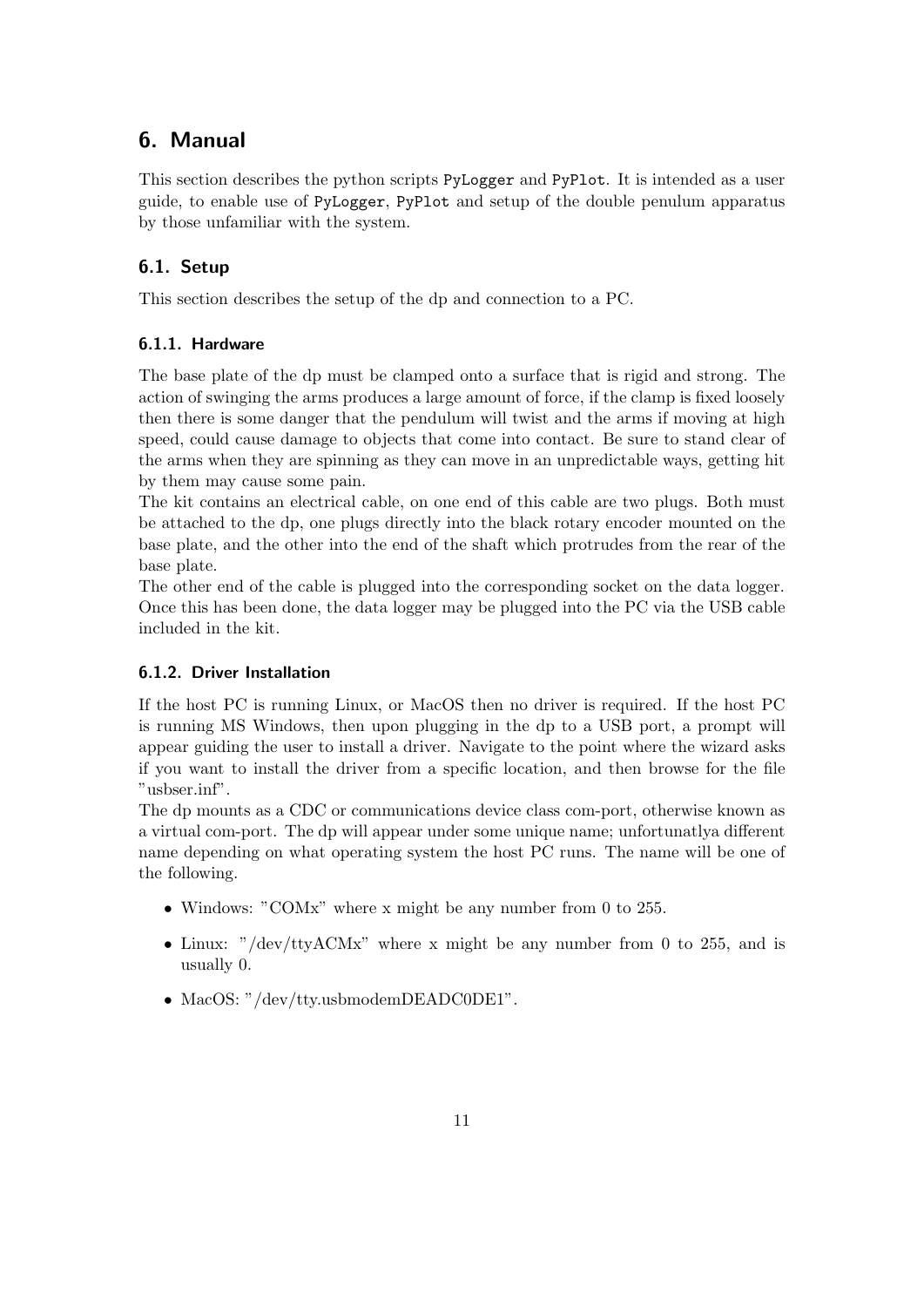# 6. Manual

This section describes the python scripts `PyLogger` and `PyPlot`. It is intended as a user guide, to enable use of `PyLogger`, `PyPlot` and setup of the double penulum apparatus by those unfamiliar with the system.

## 6.1. Setup

This section describes the setup of the dp and connection to a PC.

### 6.1.1. Hardware

The base plate of the dp must be clamped onto a surface that is rigid and strong. The action of swinging the arms produces a large amount of force, if the clamp is fixed loosely then there is some danger that the pendulum will twist and the arms if moving at high speed, could cause damage to objects that come into contact. Be sure to stand clear of the arms when they are spinning as they can move in an unpredictable ways, getting hit by them may cause some pain.

The kit contains an electrical cable, on one end of this cable are two plugs. Both must be attached to the dp, one plugs directly into the black rotary encoder mounted on the base plate, and the other into the end of the shaft which protrudes from the rear of the base plate.

The other end of the cable is plugged into the corresponding socket on the data logger. Once this has been done, the data logger may be plugged into the PC via the USB cable included in the kit.

### 6.1.2. Driver Installation

If the host PC is running Linux, or MacOS then no driver is required. If the host PC is running MS Windows, then upon plugging in the dp to a USB port, a prompt will appear guiding the user to install a driver. Navigate to the point where the wizard asks if you want to install the driver from a specific location, and then browse for the file "usbser.inf".

The dp mounts as a CDC or communications device class com-port, otherwise known as a virtual com-port. The dp will appear under some unique name; unfortunatlya different name depending on what operating system the host PC runs. The name will be one of the following.

- Windows: "COMx" where x might be any number from 0 to 255.
- Linux: "/dev/ttyACMx" where x might be any number from 0 to 255, and is usually 0.
- MacOS: "/dev/tty.usbmodemDEADC0DE1".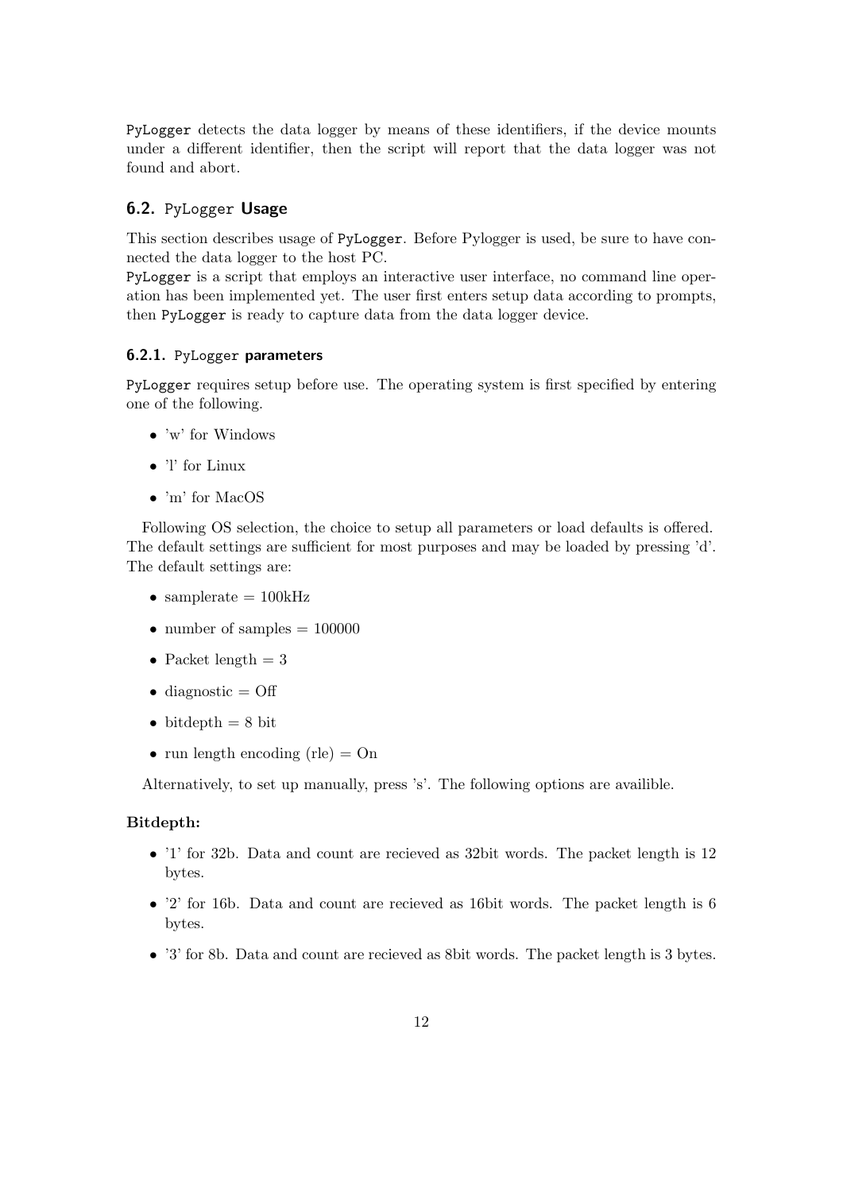`PyLogger` detects the data logger by means of these identifiers, if the device mounts under a different identifier, then the script will report that the data logger was not found and abort.

## 6.2. `PyLogger` Usage

This section describes usage of `PyLogger`. Before Pylogger is used, be sure to have connected the data logger to the host PC.

`PyLogger` is a script that employs an interactive user interface, no command line operation has been implemented yet. The user first enters setup data according to prompts, then `PyLogger` is ready to capture data from the data logger device.

### 6.2.1. `PyLogger` parameters

`PyLogger` requires setup before use. The operating system is first specified by entering one of the following.

- 'w' for Windows
- 'l' for Linux
- 'm' for MacOS

Following OS selection, the choice to setup all parameters or load defaults is offered. The default settings are sufficient for most purposes and may be loaded by pressing 'd'. The default settings are:

- samplerate = 100kHz
- number of samples = 100000
- Packet length = 3
- diagnostic = Off
- bitdepth = 8 bit
- run length encoding (rle) = On

Alternatively, to set up manually, press 's'. The following options are availible.

**Bitdepth:**

- '1' for 32b. Data and count are recieved as 32bit words. The packet length is 12 bytes.
- '2' for 16b. Data and count are recieved as 16bit words. The packet length is 6 bytes.
- '3' for 8b. Data and count are recieved as 8bit words. The packet length is 3 bytes.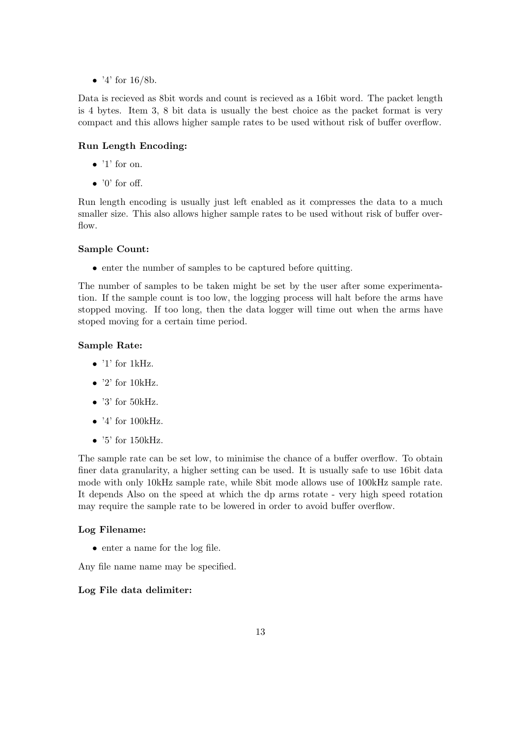- '4' for 16/8b.

Data is recieved as 8bit words and count is recieved as a 16bit word. The packet length is 4 bytes. Item 3, 8 bit data is usually the best choice as the packet format is very compact and this allows higher sample rates to be used without risk of buffer overflow.

**Run Length Encoding:**

- '1' for on.
- '0' for off.

Run length encoding is usually just left enabled as it compresses the data to a much smaller size. This also allows higher sample rates to be used without risk of buffer overflow.

**Sample Count:**

- enter the number of samples to be captured before quitting.

The number of samples to be taken might be set by the user after some experimentation. If the sample count is too low, the logging process will halt before the arms have stopped moving. If too long, then the data logger will time out when the arms have stoped moving for a certain time period.

**Sample Rate:**

- '1' for 1kHz.
- '2' for 10kHz.
- '3' for 50kHz.
- '4' for 100kHz.
- '5' for 150kHz.

The sample rate can be set low, to minimise the chance of a buffer overflow. To obtain finer data granularity, a higher setting can be used. It is usually safe to use 16bit data mode with only 10kHz sample rate, while 8bit mode allows use of 100kHz sample rate. It depends Also on the speed at which the dp arms rotate - very high speed rotation may require the sample rate to be lowered in order to avoid buffer overflow.

**Log Filename:**

- enter a name for the log file.

Any file name name may be specified.

**Log File data delimiter:**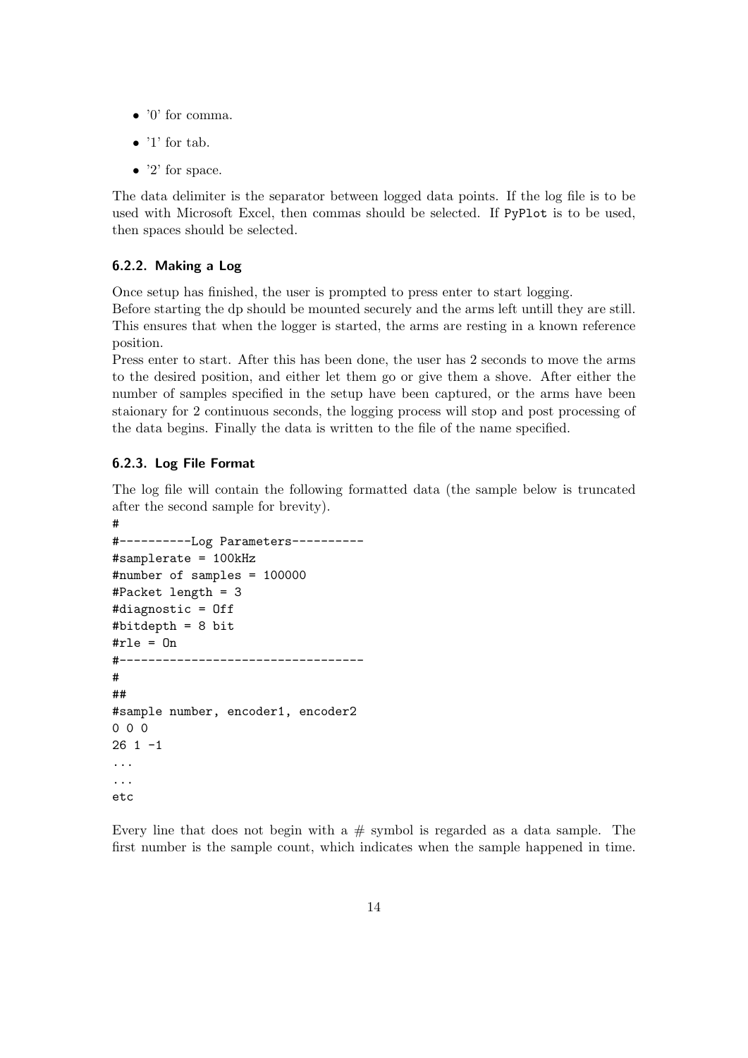- '0' for comma.
- '1' for tab.
- '2' for space.

The data delimiter is the separator between logged data points. If the log file is to be used with Microsoft Excel, then commas should be selected. If `PyPlot` is to be used, then spaces should be selected.

### 6.2.2. Making a Log

Once setup has finished, the user is prompted to press enter to start logging.
Before starting the dp should be mounted securely and the arms left untill they are still. This ensures that when the logger is started, the arms are resting in a known reference position.
Press enter to start. After this has been done, the user has 2 seconds to move the arms to the desired position, and either let them go or give them a shove. After either the number of samples specified in the setup have been captured, or the arms have been staionary for 2 continuous seconds, the logging process will stop and post processing of the data begins. Finally the data is written to the file of the name specified.

### 6.2.3. Log File Format

The log file will contain the following formatted data (the sample below is truncated after the second sample for brevity).

```
#
#----------Log Parameters----------
#samplerate = 100kHz
#number of samples = 100000
#Packet length = 3
#diagnostic = Off
#bitdepth = 8 bit
#rle = On
#----------------------------------
#
##
#sample number, encoder1, encoder2
0 0 0
26 1 -1
...
...
etc
```

Every line that does not begin with a # symbol is regarded as a data sample. The first number is the sample count, which indicates when the sample happened in time.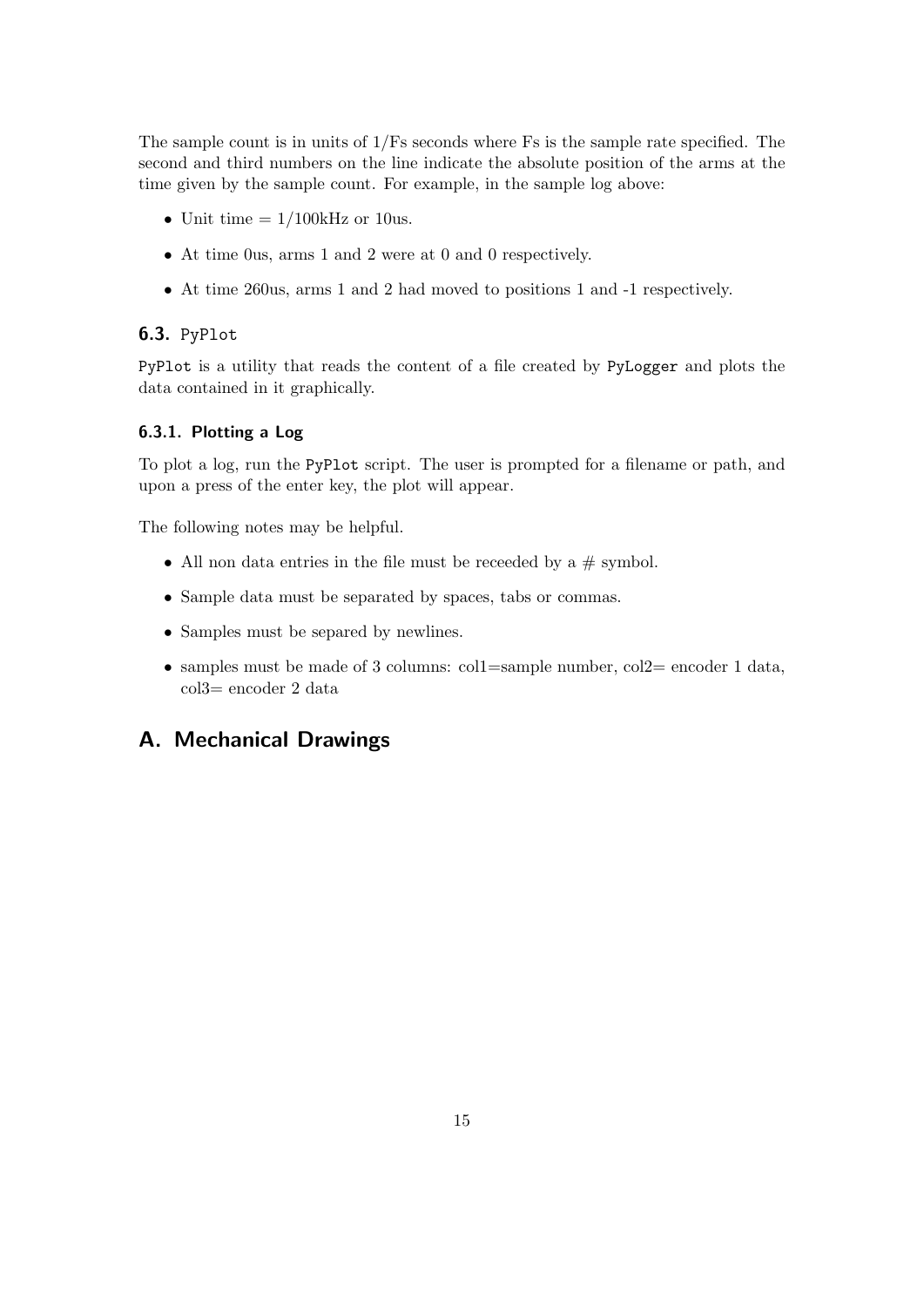The sample count is in units of 1/Fs seconds where Fs is the sample rate specified. The second and third numbers on the line indicate the absolute position of the arms at the time given by the sample count. For example, in the sample log above:

- Unit time = 1/100kHz or 10us.
- At time 0us, arms 1 and 2 were at 0 and 0 respectively.
- At time 260us, arms 1 and 2 had moved to positions 1 and -1 respectively.

### 6.3. `PyPlot`

`PyPlot` is a utility that reads the content of a file created by `PyLogger` and plots the data contained in it graphically.

#### 6.3.1. Plotting a Log

To plot a log, run the `PyPlot` script. The user is prompted for a filename or path, and upon a press of the enter key, the plot will appear.

The following notes may be helpful.

- All non data entries in the file must be receeded by a # symbol.
- Sample data must be separated by spaces, tabs or commas.
- Samples must be separed by newlines.
- samples must be made of 3 columns: col1=sample number, col2= encoder 1 data, col3= encoder 2 data

## A. Mechanical Drawings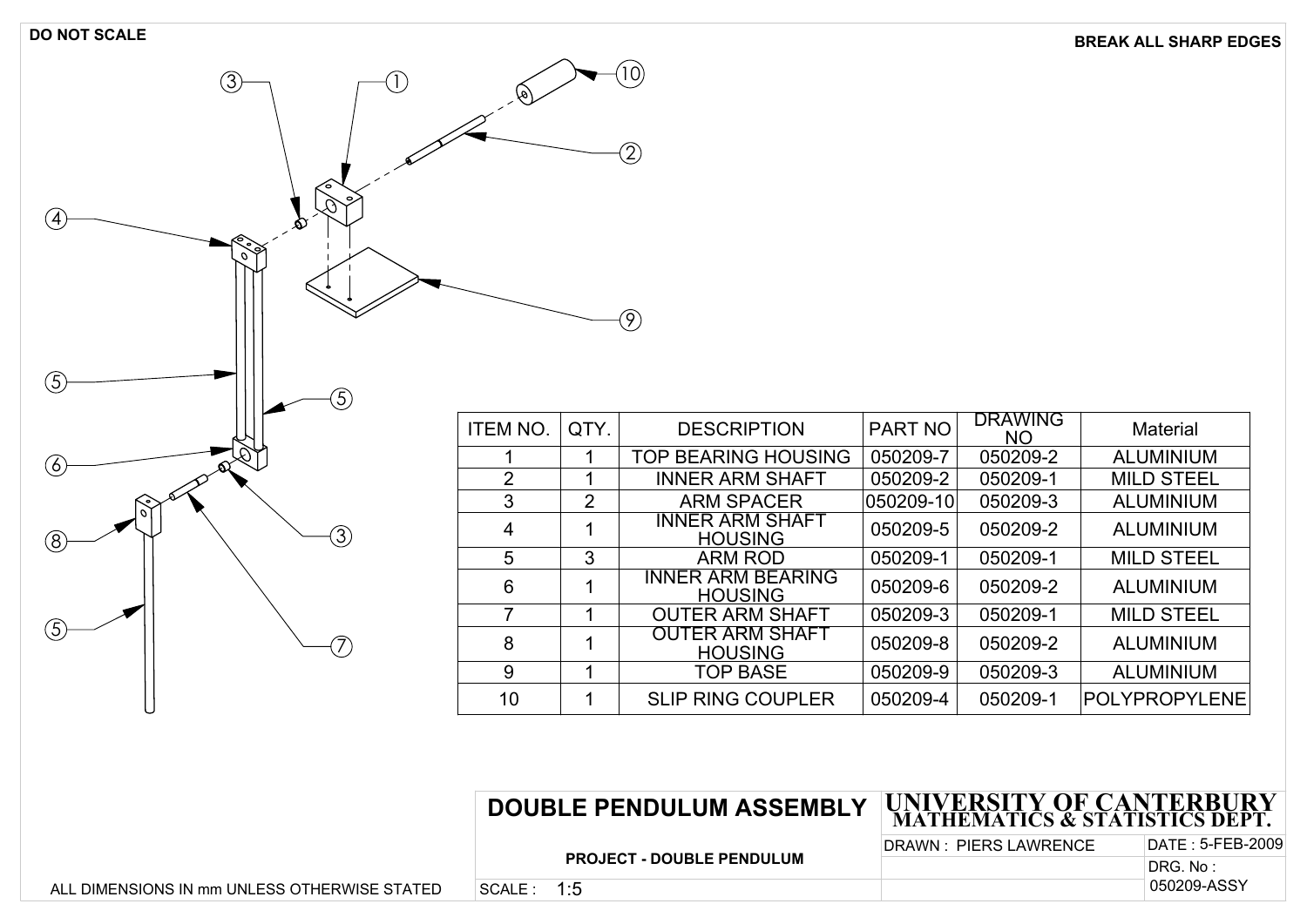DO NOT SCALE

BREAK ALL SHARP EDGES

| ITEM NO. | QTY. | DESCRIPTION | PART NO | DRAWING NO | Material |
|---|---|---|---|---|---|
| 1 | 1 | TOP BEARING HOUSING | 050209-7 | 050209-2 | ALUMINIUM |
| 2 | 1 | INNER ARM SHAFT | 050209-2 | 050209-1 | MILD STEEL |
| 3 | 2 | ARM SPACER | 050209-10 | 050209-3 | ALUMINIUM |
| 4 | 1 | INNER ARM SHAFT HOUSING | 050209-5 | 050209-2 | ALUMINIUM |
| 5 | 3 | ARM ROD | 050209-1 | 050209-1 | MILD STEEL |
| 6 | 1 | INNER ARM BEARING HOUSING | 050209-6 | 050209-2 | ALUMINIUM |
| 7 | 1 | OUTER ARM SHAFT | 050209-3 | 050209-1 | MILD STEEL |
| 8 | 1 | OUTER ARM SHAFT HOUSING | 050209-8 | 050209-2 | ALUMINIUM |
| 9 | 1 | TOP BASE | 050209-9 | 050209-3 | ALUMINIUM |
| 10 | 1 | SLIP RING COUPLER | 050209-4 | 050209-1 | POLYPROPYLENE |

**DOUBLE PENDULUM ASSEMBLY**

**PROJECT - DOUBLE PENDULUM**

**UNIVERSITY OF CANTERBURY**
**MATHEMATICS & STATISTICS DEPT.**

DRAWN : PIERS LAWRENCE

DATE : 5-FEB-2009

DRG. No : 050209-ASSY

SCALE : 1:5

ALL DIMENSIONS IN mm UNLESS OTHERWISE STATED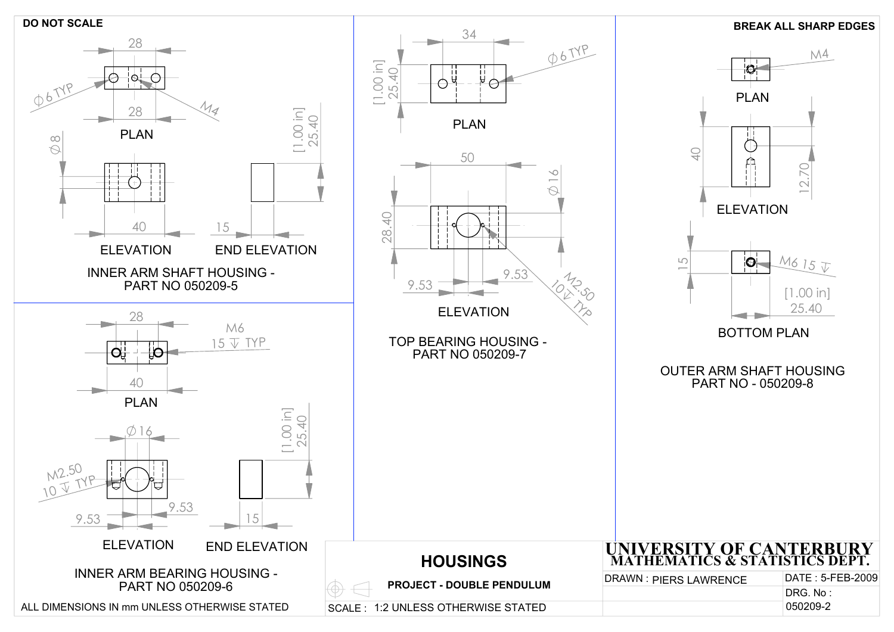DO NOT SCALE

BREAK ALL SHARP EDGES

## INNER ARM SHAFT HOUSING - PART NO 050209-5

PLAN: 28, 28, $\phi$6 TYP, M4

ELEVATION: $\phi$8, 40

END ELEVATION: 15, [1.00 in] 25.40

## INNER ARM BEARING HOUSING - PART NO 050209-6

PLAN: 28, 40, M6 15 ↧ TYP

ELEVATION: $\phi$16, M2.50 10 ↧ TYP, 9.53, 9.53

END ELEVATION: 15, [1.00 in] 25.40

## TOP BEARING HOUSING - PART NO 050209-7

PLAN: 34, [1.00 in] 25.40, $\phi$6 TYP

ELEVATION: 50, 28.40, $\phi$16, 9.53, 9.53, M2.50 10 ↧ TYP

## OUTER ARM SHAFT HOUSING PART NO - 050209-8

PLAN: M4

ELEVATION: 40, 12.70

BOTTOM PLAN: 15, M6 15 ↧, [1.00 in] 25.40

ALL DIMENSIONS IN mm UNLESS OTHERWISE STATED

| **HOUSINGS** | **UNIVERSITY OF CANTERBURY MATHEMATICS & STATISTICS DEPT.** | |
|---|---|---|
| **PROJECT - DOUBLE PENDULUM** | DRAWN : PIERS LAWRENCE | DATE : 5-FEB-2009 |
| | | DRG. No : |
| SCALE : 1:2 UNLESS OTHERWISE STATED | | 050209-2 |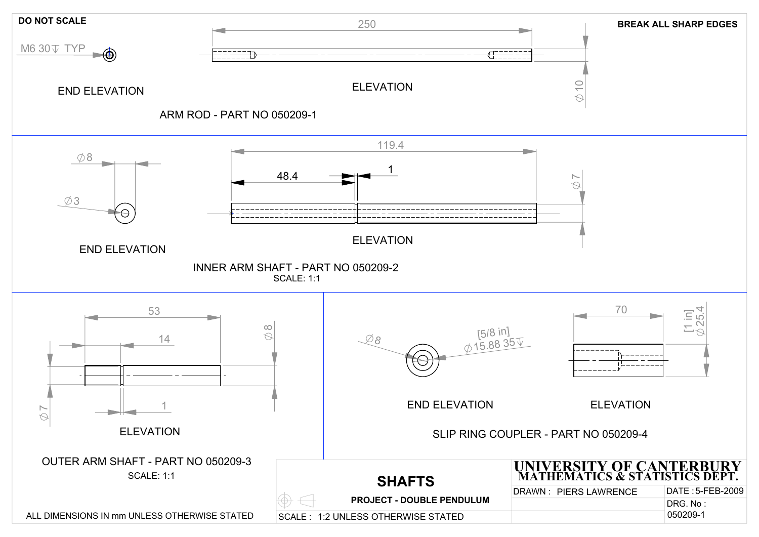DO NOT SCALE

BREAK ALL SHARP EDGES

M6 30↧ TYP

250

⌀10

END ELEVATION

ELEVATION

ARM ROD - PART NO 050209-1

⌀8

⌀3

119.4

48.4

1

⌀7

END ELEVATION

ELEVATION

INNER ARM SHAFT - PART NO 050209-2
SCALE: 1:1

53

14

⌀8

⌀7

1

ELEVATION

OUTER ARM SHAFT - PART NO 050209-3
SCALE: 1:1

⌀8

[5/8 in]
⌀15.88 35↧

70

[1 in]
⌀25.4

END ELEVATION

ELEVATION

SLIP RING COUPLER - PART NO 050209-4

ALL DIMENSIONS IN mm UNLESS OTHERWISE STATED

| SHAFTS | UNIVERSITY OF CANTERBURY MATHEMATICS & STATISTICS DEPT. | |
|---|---|---|
| PROJECT - DOUBLE PENDULUM | DRAWN : PIERS LAWRENCE | DATE : 5-FEB-2009 |
| SCALE : 1:2 UNLESS OTHERWISE STATED | | DRG. No : 050209-1 |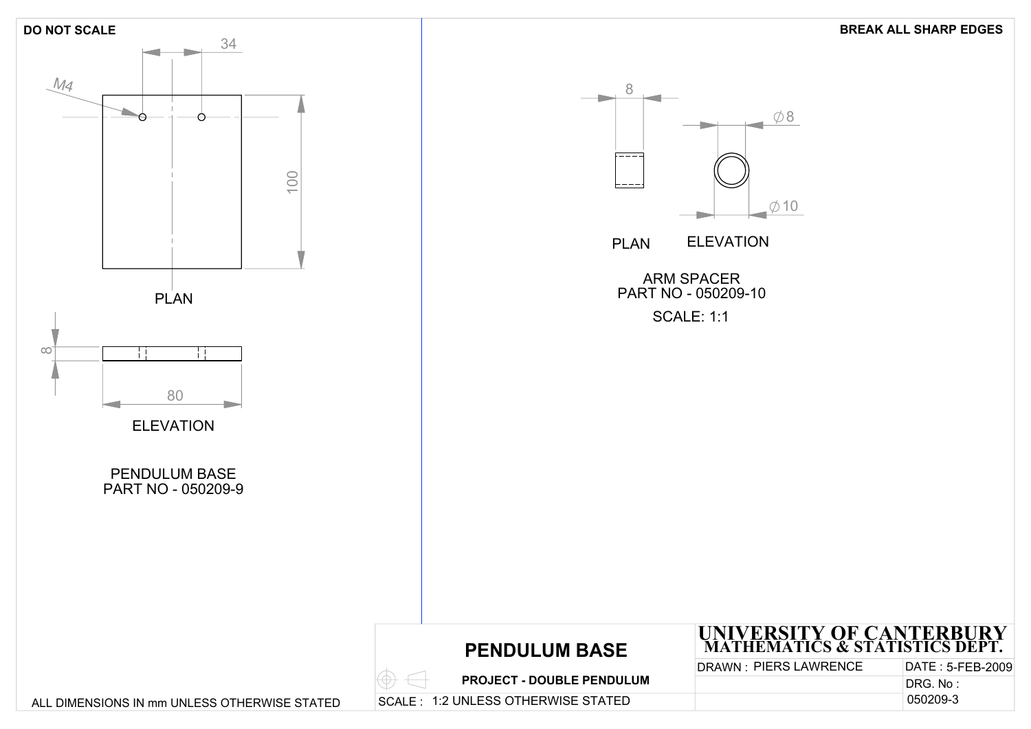DO NOT SCALE

BREAK ALL SHARP EDGES

M4

34

100

PLAN

8

80

ELEVATION

PENDULUM BASE
PART NO - 050209-9

8

Ø8

Ø10

PLAN

ELEVATION

ARM SPACER
PART NO - 050209-10

SCALE: 1:1

ALL DIMENSIONS IN mm UNLESS OTHERWISE STATED

| **PENDULUM BASE** | **UNIVERSITY OF CANTERBURY MATHEMATICS & STATISTICS DEPT.** | |
|---|---|---|
| **PROJECT - DOUBLE PENDULUM** | DRAWN : PIERS LAWRENCE | DATE : 5-FEB-2009 |
| SCALE : 1:2 UNLESS OTHERWISE STATED | | DRG. No : 050209-3 |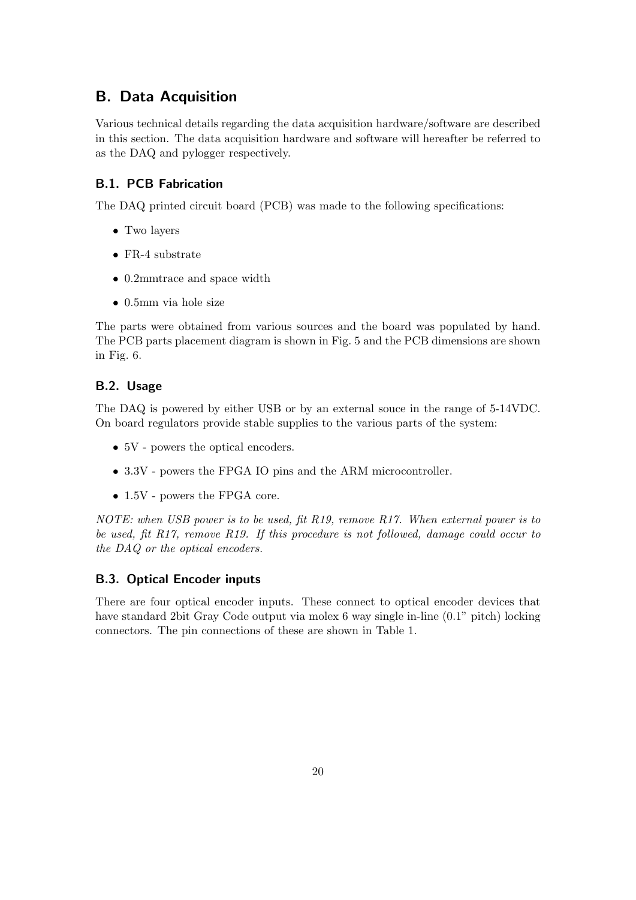# B. Data Acquisition

Various technical details regarding the data acquisition hardware/software are described in this section. The data acquisition hardware and software will hereafter be referred to as the DAQ and pylogger respectively.

## B.1. PCB Fabrication

The DAQ printed circuit board (PCB) was made to the following specifications:

- Two layers
- FR-4 substrate
- 0.2mmtrace and space width
- 0.5mm via hole size

The parts were obtained from various sources and the board was populated by hand. The PCB parts placement diagram is shown in Fig. 5 and the PCB dimensions are shown in Fig. 6.

## B.2. Usage

The DAQ is powered by either USB or by an external souce in the range of 5-14VDC. On board regulators provide stable supplies to the various parts of the system:

- 5V - powers the optical encoders.
- 3.3V - powers the FPGA IO pins and the ARM microcontroller.
- 1.5V - powers the FPGA core.

*NOTE: when USB power is to be used, fit R19, remove R17. When external power is to be used, fit R17, remove R19. If this procedure is not followed, damage could occur to the DAQ or the optical encoders.*

## B.3. Optical Encoder inputs

There are four optical encoder inputs. These connect to optical encoder devices that have standard 2bit Gray Code output via molex 6 way single in-line (0.1" pitch) locking connectors. The pin connections of these are shown in Table 1.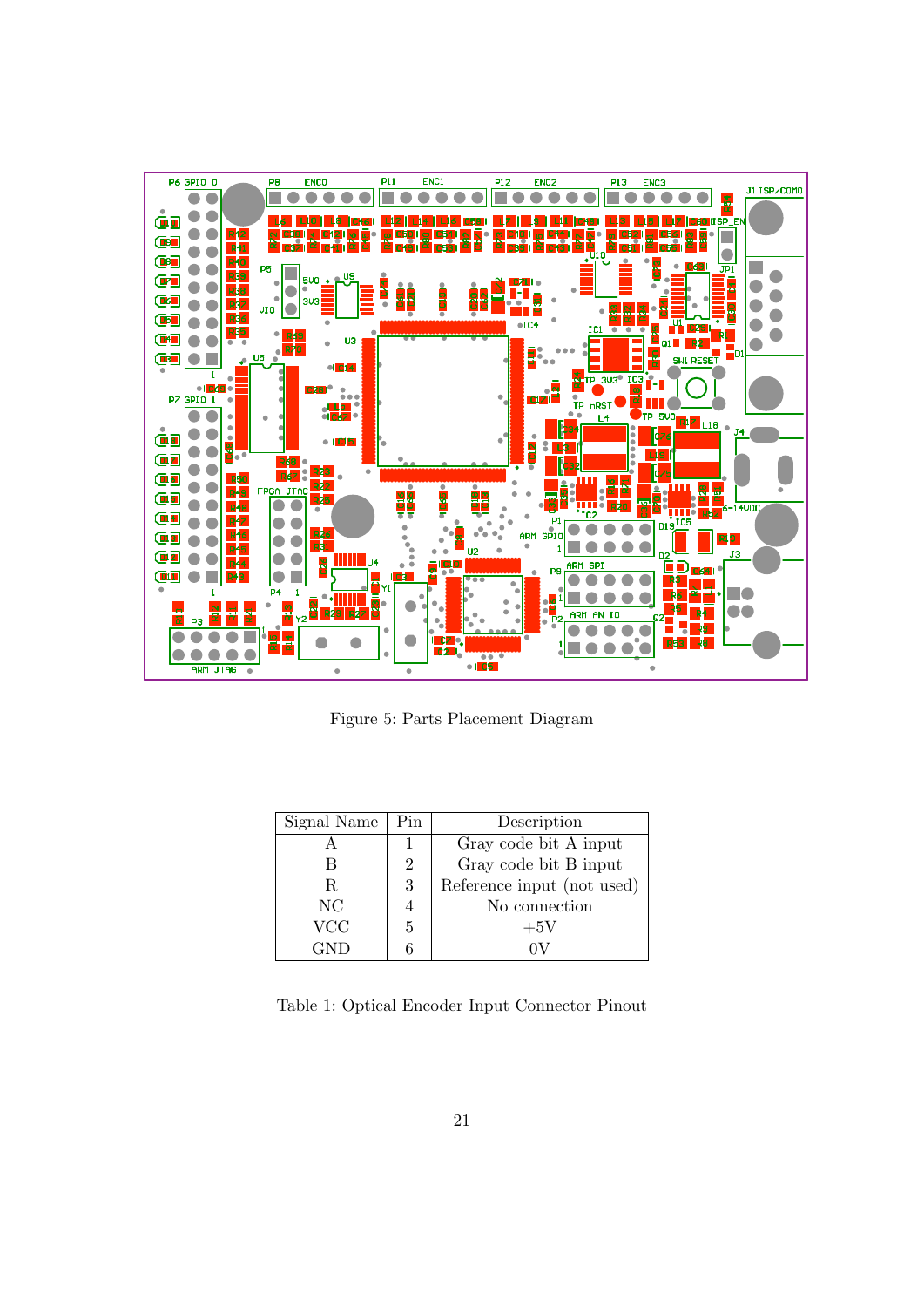Figure 5: Parts Placement Diagram

| Signal Name | Pin | Description |
|---|---|---|
| A | 1 | Gray code bit A input |
| B | 2 | Gray code bit B input |
| R | 3 | Reference input (not used) |
| NC | 4 | No connection |
| VCC | 5 | +5V |
| GND | 6 | 0V |

Table 1: Optical Encoder Input Connector Pinout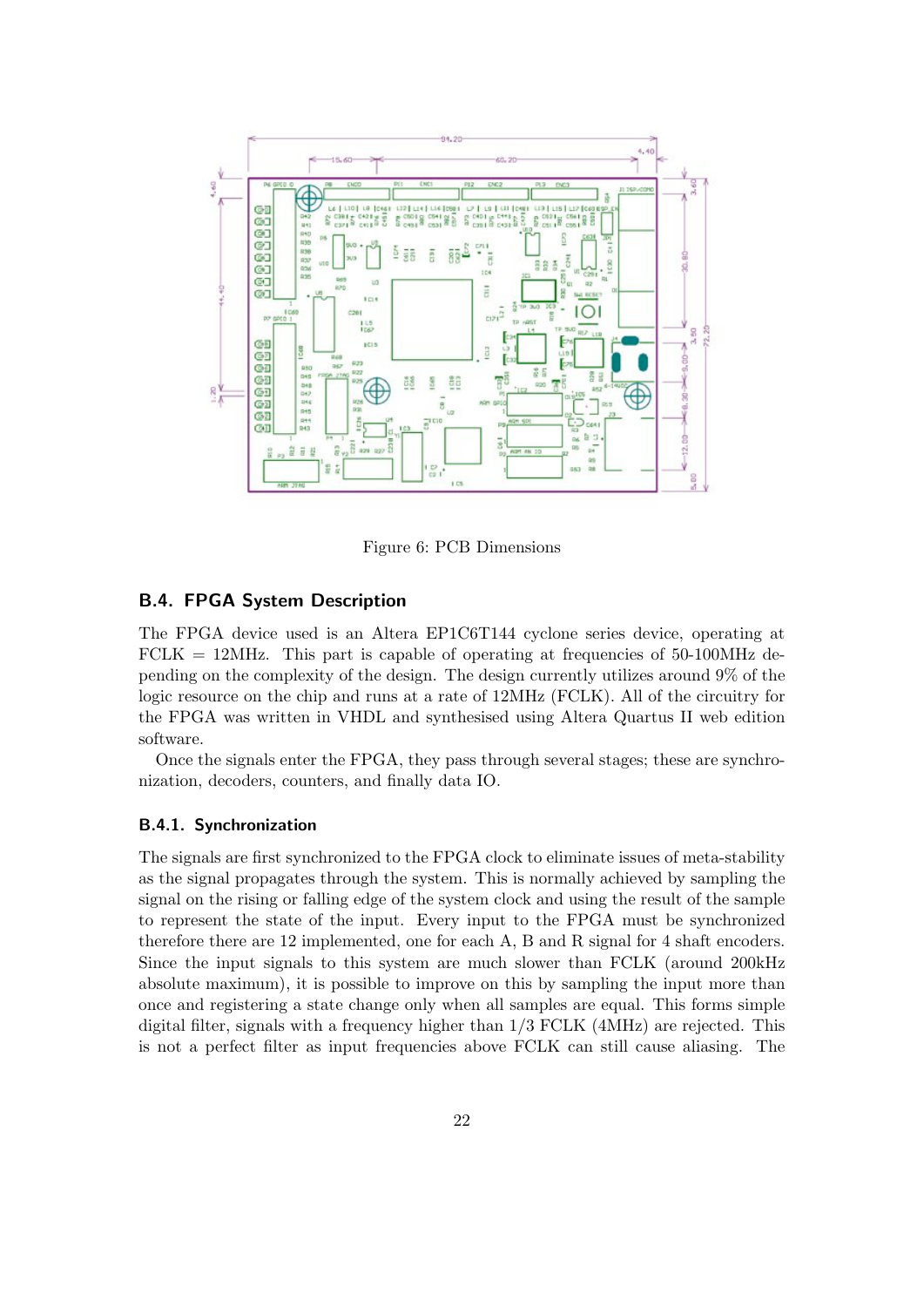Figure 6: PCB Dimensions

## B.4. FPGA System Description

The FPGA device used is an Altera EP1C6T144 cyclone series device, operating at FCLK = 12MHz. This part is capable of operating at frequencies of 50-100MHz depending on the complexity of the design. The design currently utilizes around 9% of the logic resource on the chip and runs at a rate of 12MHz (FCLK). All of the circuitry for the FPGA was written in VHDL and synthesised using Altera Quartus II web edition software.

Once the signals enter the FPGA, they pass through several stages; these are synchronization, decoders, counters, and finally data IO.

### B.4.1. Synchronization

The signals are first synchronized to the FPGA clock to eliminate issues of meta-stability as the signal propagates through the system. This is normally achieved by sampling the signal on the rising or falling edge of the system clock and using the result of the sample to represent the state of the input. Every input to the FPGA must be synchronized therefore there are 12 implemented, one for each A, B and R signal for 4 shaft encoders. Since the input signals to this system are much slower than FCLK (around 200kHz absolute maximum), it is possible to improve on this by sampling the input more than once and registering a state change only when all samples are equal. This forms simple digital filter, signals with a frequency higher than 1/3 FCLK (4MHz) are rejected. This is not a perfect filter as input frequencies above FCLK can still cause aliasing. The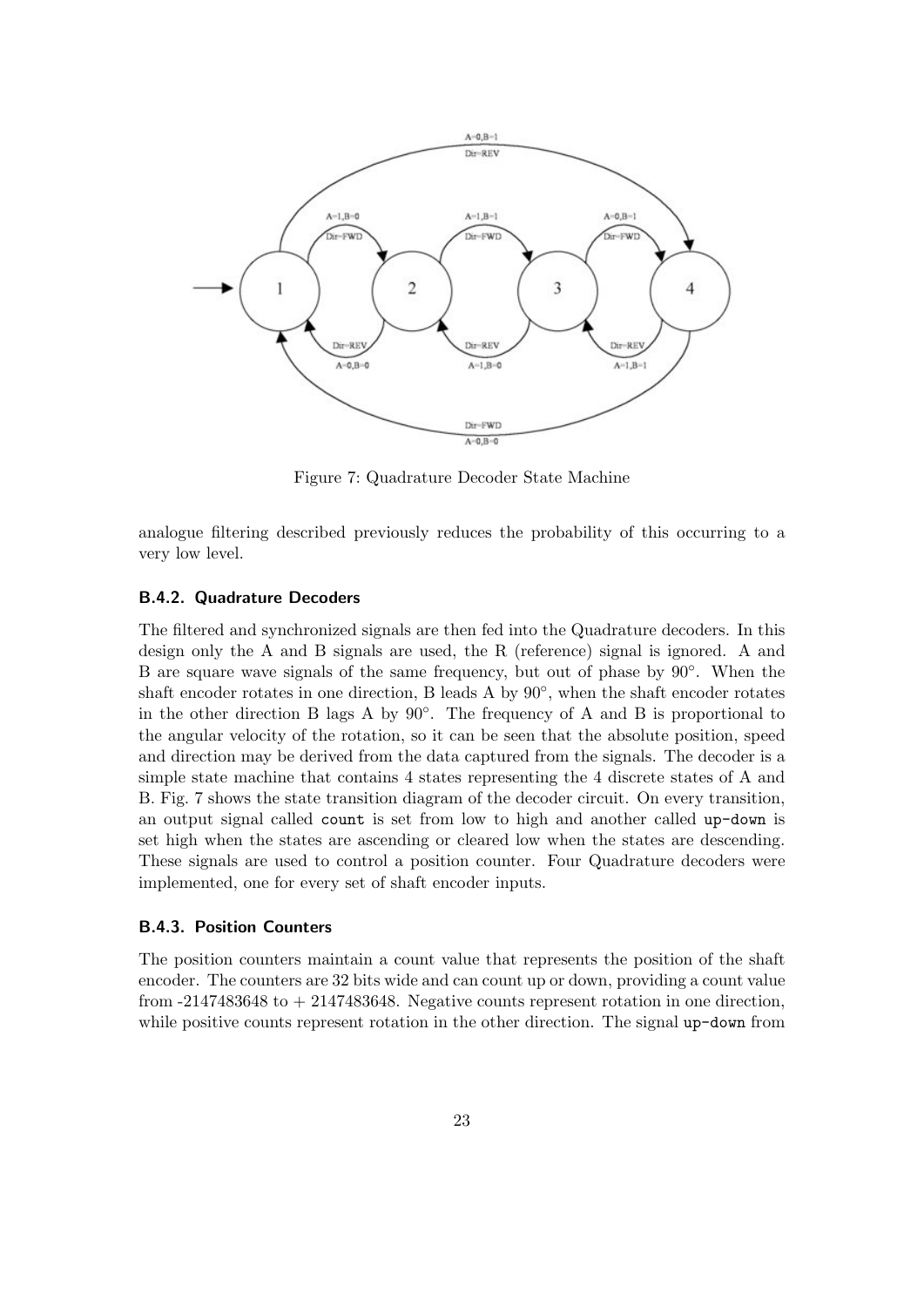Figure 7: Quadrature Decoder State Machine

analogue filtering described previously reduces the probability of this occurring to a very low level.

### B.4.2. Quadrature Decoders

The filtered and synchronized signals are then fed into the Quadrature decoders. In this design only the A and B signals are used, the R (reference) signal is ignored. A and B are square wave signals of the same frequency, but out of phase by 90°. When the shaft encoder rotates in one direction, B leads A by 90°, when the shaft encoder rotates in the other direction B lags A by 90°. The frequency of A and B is proportional to the angular velocity of the rotation, so it can be seen that the absolute position, speed and direction may be derived from the data captured from the signals. The decoder is a simple state machine that contains 4 states representing the 4 discrete states of A and B. Fig. 7 shows the state transition diagram of the decoder circuit. On every transition, an output signal called `count` is set from low to high and another called `up-down` is set high when the states are ascending or cleared low when the states are descending. These signals are used to control a position counter. Four Quadrature decoders were implemented, one for every set of shaft encoder inputs.

### B.4.3. Position Counters

The position counters maintain a count value that represents the position of the shaft encoder. The counters are 32 bits wide and can count up or down, providing a count value from -2147483648 to + 2147483648. Negative counts represent rotation in one direction, while positive counts represent rotation in the other direction. The signal `up-down` from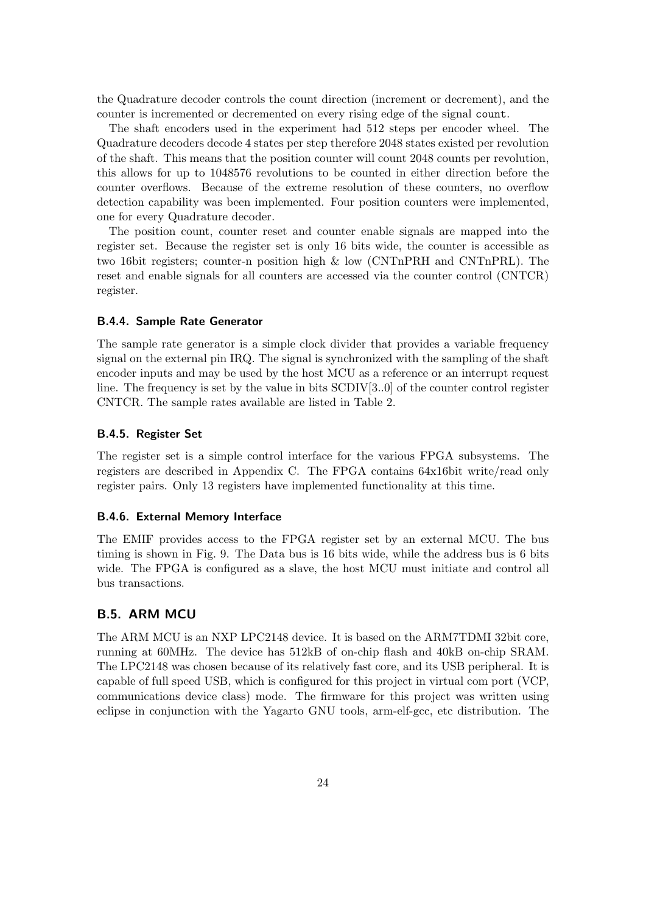the Quadrature decoder controls the count direction (increment or decrement), and the counter is incremented or decremented on every rising edge of the signal `count`.

The shaft encoders used in the experiment had 512 steps per encoder wheel. The Quadrature decoders decode 4 states per step therefore 2048 states existed per revolution of the shaft. This means that the position counter will count 2048 counts per revolution, this allows for up to 1048576 revolutions to be counted in either direction before the counter overflows. Because of the extreme resolution of these counters, no overflow detection capability was been implemented. Four position counters were implemented, one for every Quadrature decoder.

The position count, counter reset and counter enable signals are mapped into the register set. Because the register set is only 16 bits wide, the counter is accessible as two 16bit registers; counter-n position high & low (CNTnPRH and CNTnPRL). The reset and enable signals for all counters are accessed via the counter control (CNTCR) register.

### B.4.4. Sample Rate Generator

The sample rate generator is a simple clock divider that provides a variable frequency signal on the external pin IRQ. The signal is synchronized with the sampling of the shaft encoder inputs and may be used by the host MCU as a reference or an interrupt request line. The frequency is set by the value in bits SCDIV[3..0] of the counter control register CNTCR. The sample rates available are listed in Table 2.

### B.4.5. Register Set

The register set is a simple control interface for the various FPGA subsystems. The registers are described in Appendix C. The FPGA contains 64x16bit write/read only register pairs. Only 13 registers have implemented functionality at this time.

### B.4.6. External Memory Interface

The EMIF provides access to the FPGA register set by an external MCU. The bus timing is shown in Fig. 9. The Data bus is 16 bits wide, while the address bus is 6 bits wide. The FPGA is configured as a slave, the host MCU must initiate and control all bus transactions.

## B.5. ARM MCU

The ARM MCU is an NXP LPC2148 device. It is based on the ARM7TDMI 32bit core, running at 60MHz. The device has 512kB of on-chip flash and 40kB on-chip SRAM. The LPC2148 was chosen because of its relatively fast core, and its USB peripheral. It is capable of full speed USB, which is configured for this project in virtual com port (VCP, communications device class) mode. The firmware for this project was written using eclipse in conjunction with the Yagarto GNU tools, arm-elf-gcc, etc distribution. The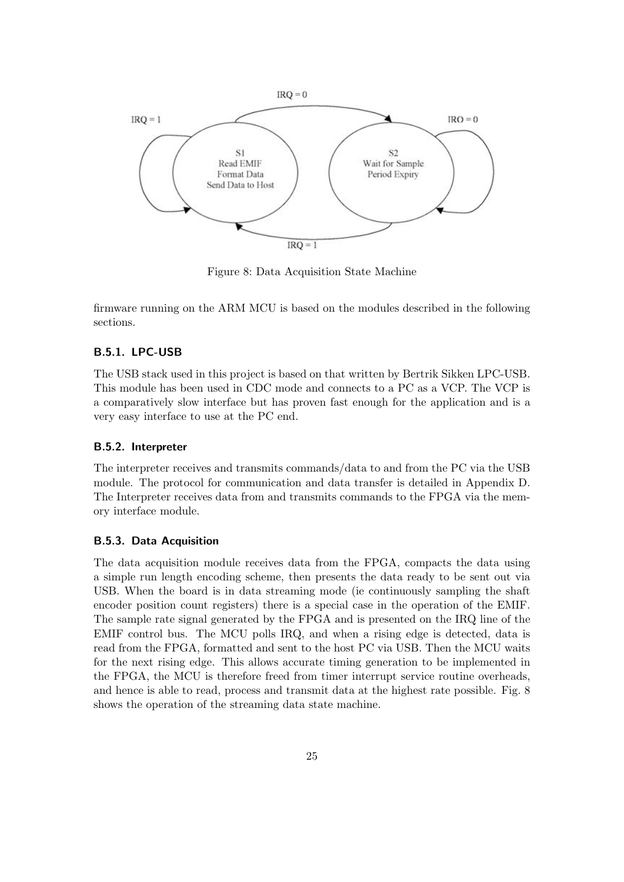Figure 8: Data Acquisition State Machine

firmware running on the ARM MCU is based on the modules described in the following sections.

### B.5.1. LPC-USB

The USB stack used in this project is based on that written by Bertrik Sikken LPC-USB. This module has been used in CDC mode and connects to a PC as a VCP. The VCP is a comparatively slow interface but has proven fast enough for the application and is a very easy interface to use at the PC end.

### B.5.2. Interpreter

The interpreter receives and transmits commands/data to and from the PC via the USB module. The protocol for communication and data transfer is detailed in Appendix D. The Interpreter receives data from and transmits commands to the FPGA via the memory interface module.

### B.5.3. Data Acquisition

The data acquisition module receives data from the FPGA, compacts the data using a simple run length encoding scheme, then presents the data ready to be sent out via USB. When the board is in data streaming mode (ie continuously sampling the shaft encoder position count registers) there is a special case in the operation of the EMIF. The sample rate signal generated by the FPGA and is presented on the IRQ line of the EMIF control bus. The MCU polls IRQ, and when a rising edge is detected, data is read from the FPGA, formatted and sent to the host PC via USB. Then the MCU waits for the next rising edge. This allows accurate timing generation to be implemented in the FPGA, the MCU is therefore freed from timer interrupt service routine overheads, and hence is able to read, process and transmit data at the highest rate possible. Fig. 8 shows the operation of the streaming data state machine.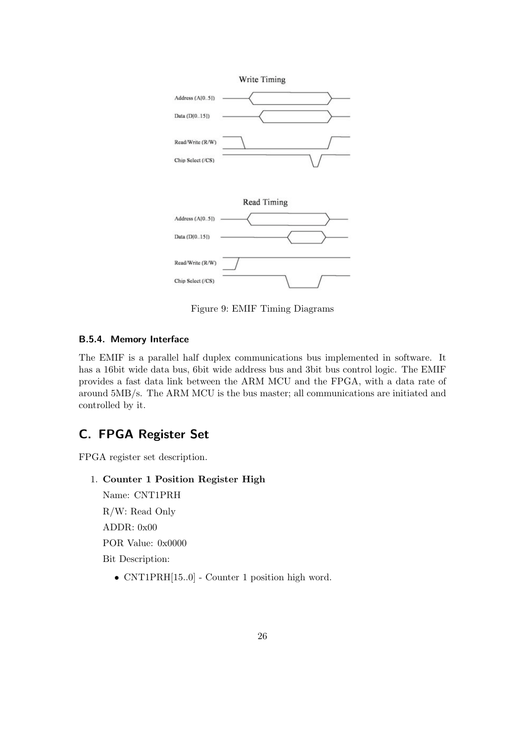Figure 9: EMIF Timing Diagrams

#### B.5.4. Memory Interface

The EMIF is a parallel half duplex communications bus implemented in software. It has a 16bit wide data bus, 6bit wide address bus and 3bit bus control logic. The EMIF provides a fast data link between the ARM MCU and the FPGA, with a data rate of around 5MB/s. The ARM MCU is the bus master; all communications are initiated and controlled by it.

## C. FPGA Register Set

FPGA register set description.

1. **Counter 1 Position Register High**

   Name: CNT1PRH

   R/W: Read Only

   ADDR: 0x00

   POR Value: 0x0000

   Bit Description:

   - CNT1PRH[15..0] - Counter 1 position high word.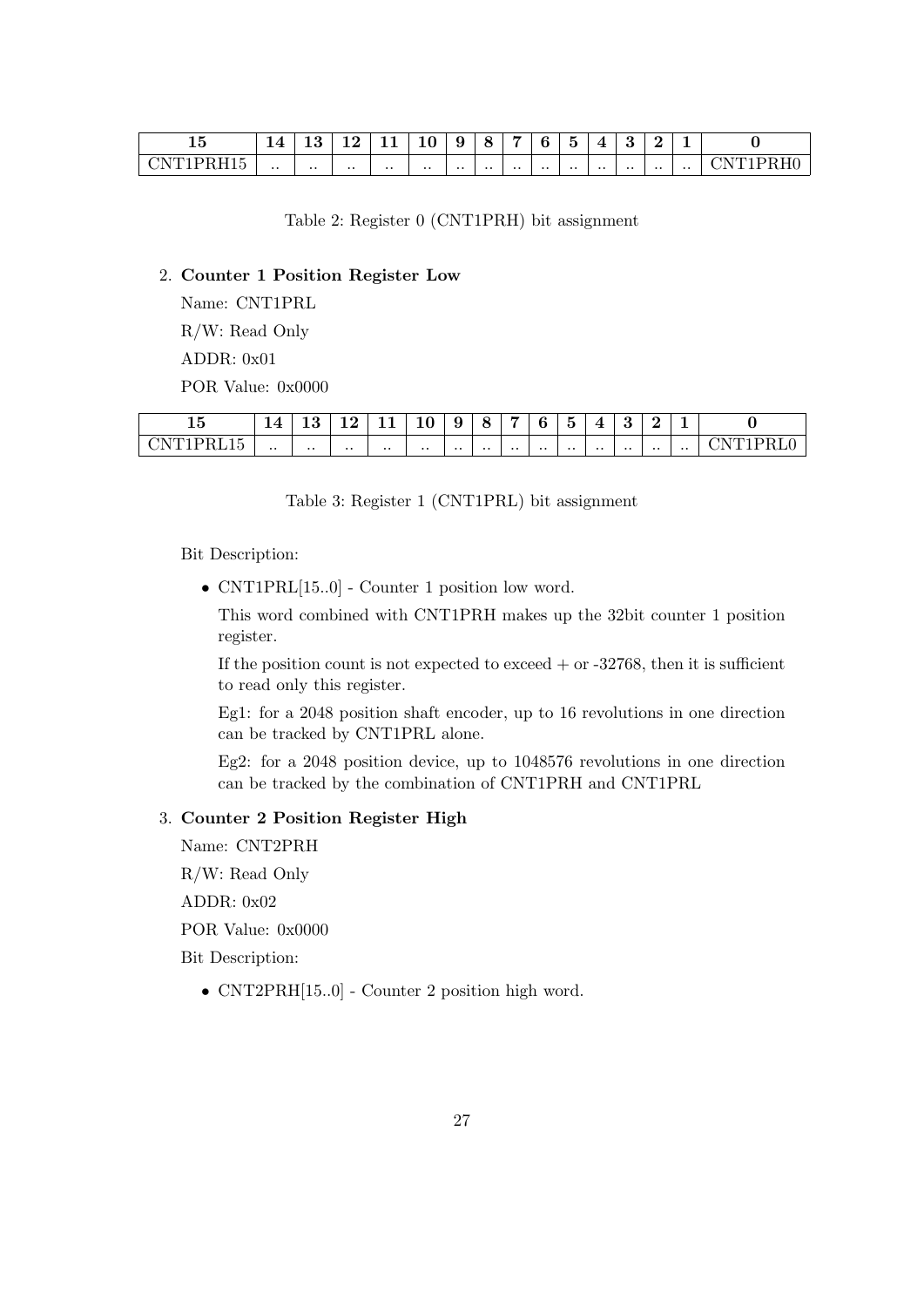| 15 | 14 | 13 | 12 | 11 | 10 | 9 | 8 | 7 | 6 | 5 | 4 | 3 | 2 | 1 | 0 |
|---|---|---|---|---|---|---|---|---|---|---|---|---|---|---|---|
| CNT1PRH15 | .. | .. | .. | .. | .. | .. | .. | .. | .. | .. | .. | .. | .. | .. | CNT1PRH0 |

Table 2: Register 0 (CNT1PRH) bit assignment

2. **Counter 1 Position Register Low**

   Name: CNT1PRL

   R/W: Read Only

   ADDR: 0x01

   POR Value: 0x0000

| 15 | 14 | 13 | 12 | 11 | 10 | 9 | 8 | 7 | 6 | 5 | 4 | 3 | 2 | 1 | 0 |
|---|---|---|---|---|---|---|---|---|---|---|---|---|---|---|---|
| CNT1PRL15 | .. | .. | .. | .. | .. | .. | .. | .. | .. | .. | .. | .. | .. | .. | CNT1PRL0 |

Table 3: Register 1 (CNT1PRL) bit assignment

   Bit Description:

   - CNT1PRL[15..0] - Counter 1 position low word.

     This word combined with CNT1PRH makes up the 32bit counter 1 position register.

     If the position count is not expected to exceed + or -32768, then it is sufficient to read only this register.

     Eg1: for a 2048 position shaft encoder, up to 16 revolutions in one direction can be tracked by CNT1PRL alone.

     Eg2: for a 2048 position device, up to 1048576 revolutions in one direction can be tracked by the combination of CNT1PRH and CNT1PRL

3. **Counter 2 Position Register High**

   Name: CNT2PRH

   R/W: Read Only

   ADDR: 0x02

   POR Value: 0x0000

   Bit Description:

   - CNT2PRH[15..0] - Counter 2 position high word.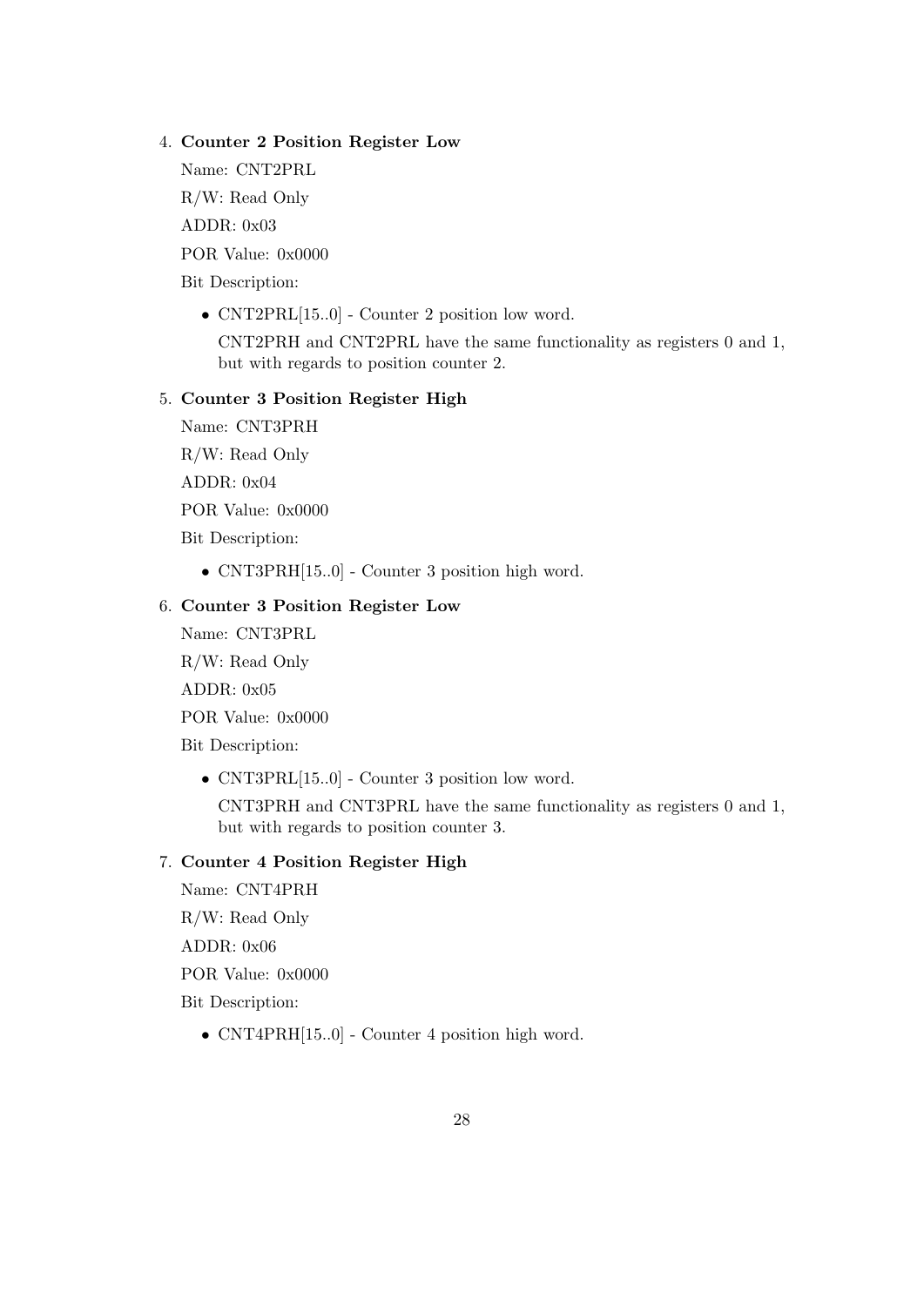4. **Counter 2 Position Register Low**

   Name: CNT2PRL

   R/W: Read Only

   ADDR: 0x03

   POR Value: 0x0000

   Bit Description:

   - CNT2PRL[15..0] - Counter 2 position low word.

     CNT2PRH and CNT2PRL have the same functionality as registers 0 and 1, but with regards to position counter 2.

5. **Counter 3 Position Register High**

   Name: CNT3PRH

   R/W: Read Only

   ADDR: 0x04

   POR Value: 0x0000

   Bit Description:

   - CNT3PRH[15..0] - Counter 3 position high word.

6. **Counter 3 Position Register Low**

   Name: CNT3PRL

   R/W: Read Only

   ADDR: 0x05

   POR Value: 0x0000

   Bit Description:

   - CNT3PRL[15..0] - Counter 3 position low word.

     CNT3PRH and CNT3PRL have the same functionality as registers 0 and 1, but with regards to position counter 3.

7. **Counter 4 Position Register High**

   Name: CNT4PRH

   R/W: Read Only

   ADDR: 0x06

   POR Value: 0x0000

   Bit Description:

   - CNT4PRH[15..0] - Counter 4 position high word.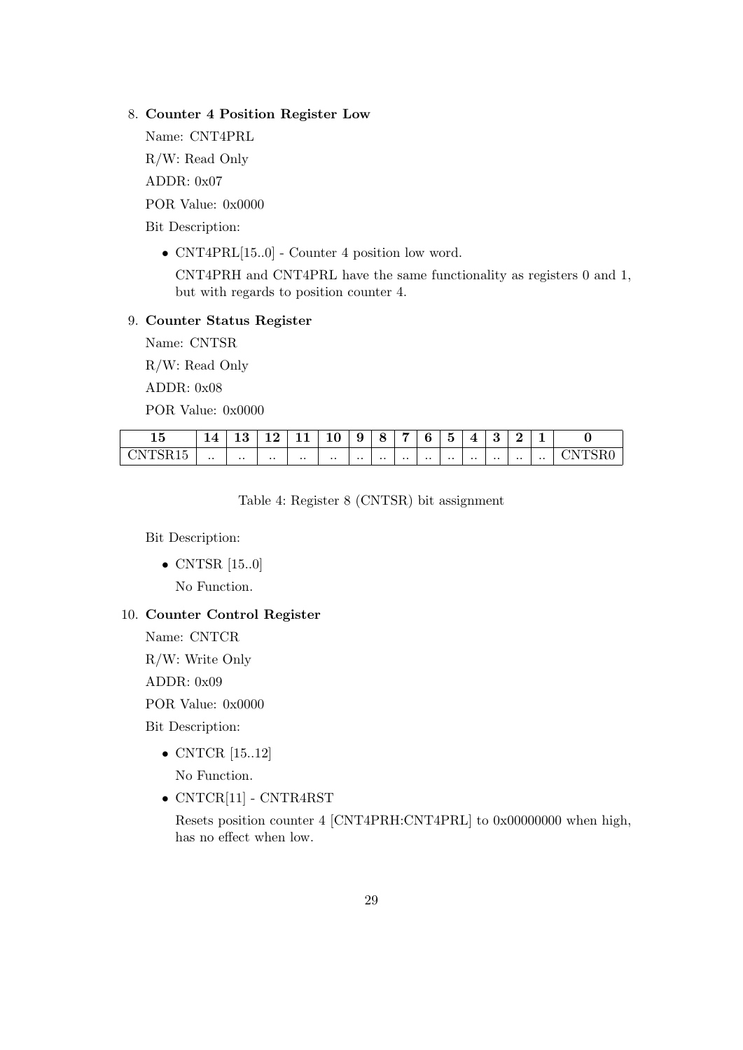8. **Counter 4 Position Register Low**

   Name: CNT4PRL

   R/W: Read Only

   ADDR: 0x07

   POR Value: 0x0000

   Bit Description:

   - CNT4PRL[15..0] - Counter 4 position low word.

     CNT4PRH and CNT4PRL have the same functionality as registers 0 and 1, but with regards to position counter 4.

9. **Counter Status Register**

   Name: CNTSR

   R/W: Read Only

   ADDR: 0x08

   POR Value: 0x0000

| 15 | 14 | 13 | 12 | 11 | 10 | 9 | 8 | 7 | 6 | 5 | 4 | 3 | 2 | 1 | 0 |
|---|---|---|---|---|---|---|---|---|---|---|---|---|---|---|---|
| CNTSR15 | .. | .. | .. | .. | .. | .. | .. | .. | .. | .. | .. | .. | .. | .. | CNTSR0 |

Table 4: Register 8 (CNTSR) bit assignment

   Bit Description:

   - CNTSR [15..0]

     No Function.

10. **Counter Control Register**

    Name: CNTCR

    R/W: Write Only

    ADDR: 0x09

    POR Value: 0x0000

    Bit Description:

    - CNTCR [15..12]

      No Function.

    - CNTCR[11] - CNTR4RST

      Resets position counter 4 [CNT4PRH:CNT4PRL] to 0x00000000 when high, has no effect when low.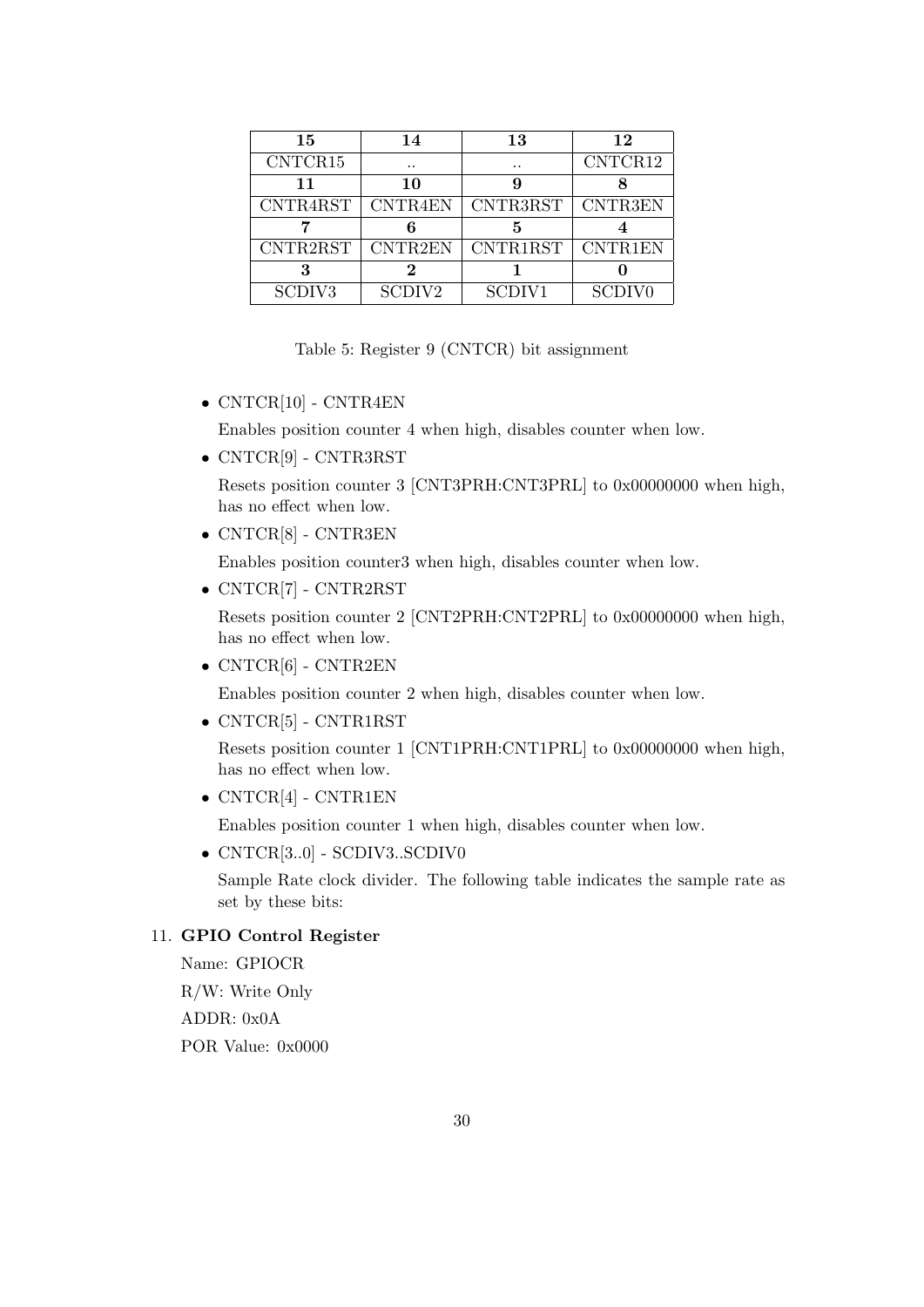| 15 | 14 | 13 | 12 |
|---|---|---|---|
| CNTCR15 | .. | .. | CNTCR12 |
| **11** | **10** | **9** | **8** |
| CNTR4RST | CNTR4EN | CNTR3RST | CNTR3EN |
| **7** | **6** | **5** | **4** |
| CNTR2RST | CNTR2EN | CNTR1RST | CNTR1EN |
| **3** | **2** | **1** | **0** |
| SCDIV3 | SCDIV2 | SCDIV1 | SCDIV0 |

Table 5: Register 9 (CNTCR) bit assignment

- CNTCR[10] - CNTR4EN

  Enables position counter 4 when high, disables counter when low.

- CNTCR[9] - CNTR3RST

  Resets position counter 3 [CNT3PRH:CNT3PRL] to 0x00000000 when high, has no effect when low.

- CNTCR[8] - CNTR3EN

  Enables position counter3 when high, disables counter when low.

- CNTCR[7] - CNTR2RST

  Resets position counter 2 [CNT2PRH:CNT2PRL] to 0x00000000 when high, has no effect when low.

- CNTCR[6] - CNTR2EN

  Enables position counter 2 when high, disables counter when low.

- CNTCR[5] - CNTR1RST

  Resets position counter 1 [CNT1PRH:CNT1PRL] to 0x00000000 when high, has no effect when low.

- CNTCR[4] - CNTR1EN

  Enables position counter 1 when high, disables counter when low.

- CNTCR[3..0] - SCDIV3..SCDIV0

  Sample Rate clock divider. The following table indicates the sample rate as set by these bits:

11. **GPIO Control Register**

    Name: GPIOCR

    R/W: Write Only

    ADDR: 0x0A

    POR Value: 0x0000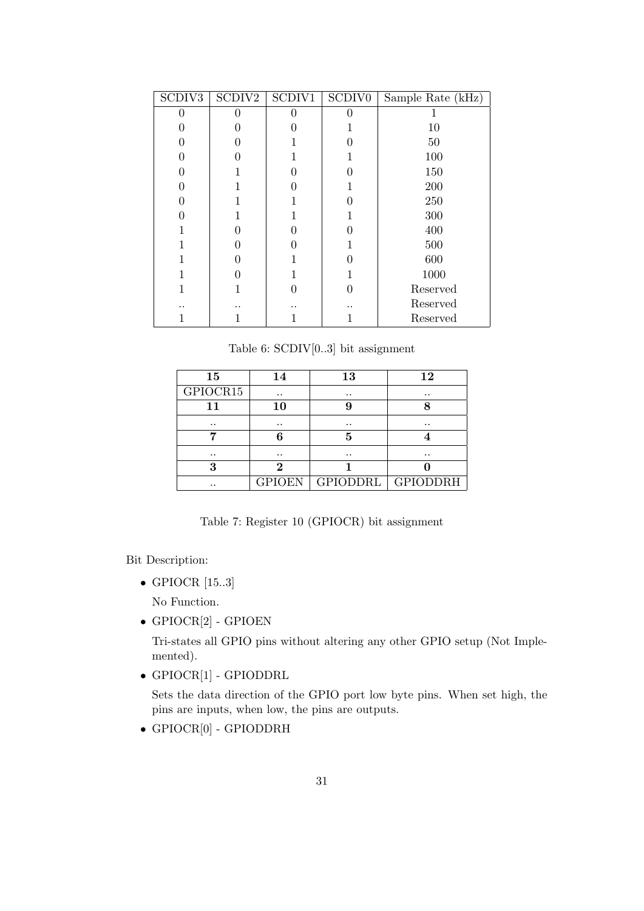| SCDIV3 | SCDIV2 | SCDIV1 | SCDIV0 | Sample Rate (kHz) |
|---|---|---|---|---|
| 0 | 0 | 0 | 0 | 1 |
| 0 | 0 | 0 | 1 | 10 |
| 0 | 0 | 1 | 0 | 50 |
| 0 | 0 | 1 | 1 | 100 |
| 0 | 1 | 0 | 0 | 150 |
| 0 | 1 | 0 | 1 | 200 |
| 0 | 1 | 1 | 0 | 250 |
| 0 | 1 | 1 | 1 | 300 |
| 1 | 0 | 0 | 0 | 400 |
| 1 | 0 | 0 | 1 | 500 |
| 1 | 0 | 1 | 0 | 600 |
| 1 | 0 | 1 | 1 | 1000 |
| 1 | 1 | 0 | 0 | Reserved |
| .. | .. | .. | .. | Reserved |
| 1 | 1 | 1 | 1 | Reserved |

Table 6: SCDIV[0..3] bit assignment

| **15** | **14** | **13** | **12** |
|---|---|---|---|
| GPIOCR15 | .. | .. | .. |
| **11** | **10** | **9** | **8** |
| .. | .. | .. | .. |
| **7** | **6** | **5** | **4** |
| .. | .. | .. | .. |
| **3** | **2** | **1** | **0** |
| .. | GPIOEN | GPIODDRL | GPIODDRH |

Table 7: Register 10 (GPIOCR) bit assignment

Bit Description:

- GPIOCR [15..3]

  No Function.

- GPIOCR[2] - GPIOEN

  Tri-states all GPIO pins without altering any other GPIO setup (Not Implemented).

- GPIOCR[1] - GPIODDRL

  Sets the data direction of the GPIO port low byte pins. When set high, the pins are inputs, when low, the pins are outputs.

- GPIOCR[0] - GPIODDRH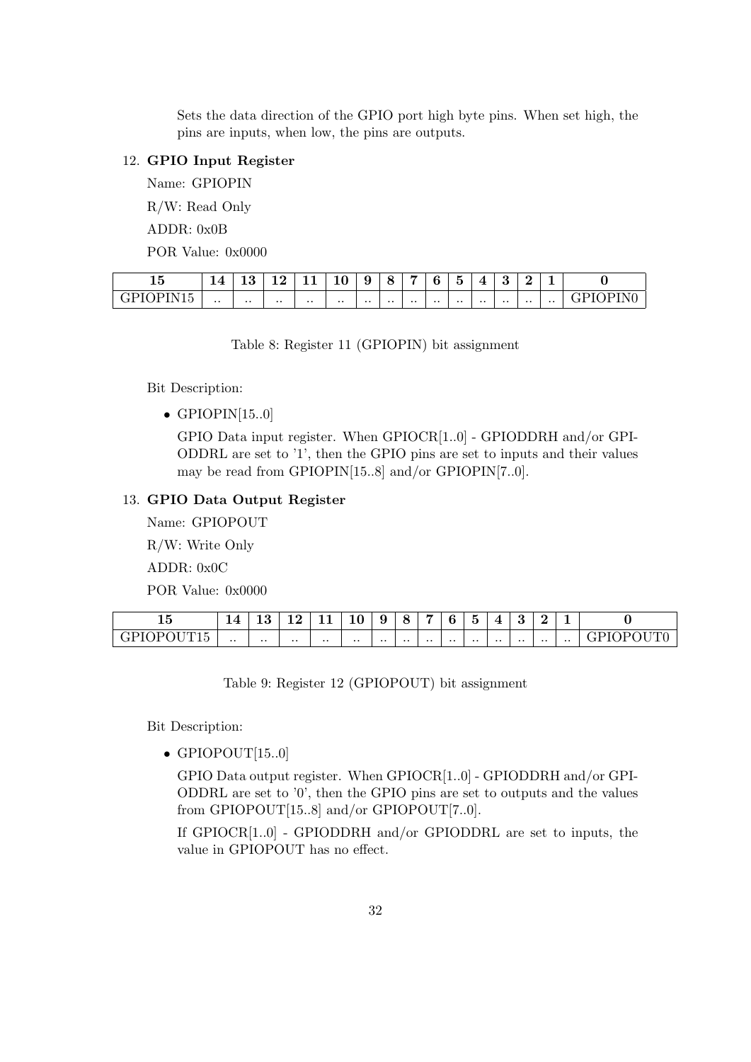Sets the data direction of the GPIO port high byte pins. When set high, the pins are inputs, when low, the pins are outputs.

12. **GPIO Input Register**

    Name: GPIOPIN

    R/W: Read Only

    ADDR: 0x0B

    POR Value: 0x0000

| 15 | 14 | 13 | 12 | 11 | 10 | 9 | 8 | 7 | 6 | 5 | 4 | 3 | 2 | 1 | 0 |
|---|---|---|---|---|---|---|---|---|---|---|---|---|---|---|---|
| GPIOPIN15 | .. | .. | .. | .. | .. | .. | .. | .. | .. | .. | .. | .. | .. | .. | GPIOPIN0 |

Table 8: Register 11 (GPIOPIN) bit assignment

Bit Description:

- GPIOPIN[15..0]

  GPIO Data input register. When GPIOCR[1..0] - GPIODDRH and/or GPIODDRL are set to '1', then the GPIO pins are set to inputs and their values may be read from GPIOPIN[15..8] and/or GPIOPIN[7..0].

13. **GPIO Data Output Register**

    Name: GPIOPOUT

    R/W: Write Only

    ADDR: 0x0C

    POR Value: 0x0000

| 15 | 14 | 13 | 12 | 11 | 10 | 9 | 8 | 7 | 6 | 5 | 4 | 3 | 2 | 1 | 0 |
|---|---|---|---|---|---|---|---|---|---|---|---|---|---|---|---|
| GPIOPOUT15 | .. | .. | .. | .. | .. | .. | .. | .. | .. | .. | .. | .. | .. | .. | GPIOPOUT0 |

Table 9: Register 12 (GPIOPOUT) bit assignment

Bit Description:

- GPIOPOUT[15..0]

  GPIO Data output register. When GPIOCR[1..0] - GPIODDRH and/or GPIODDRL are set to '0', then the GPIO pins are set to outputs and the values from GPIOPOUT[15..8] and/or GPIOPOUT[7..0].

  If GPIOCR[1..0] - GPIODDRH and/or GPIODDRL are set to inputs, the value in GPIOPOUT has no effect.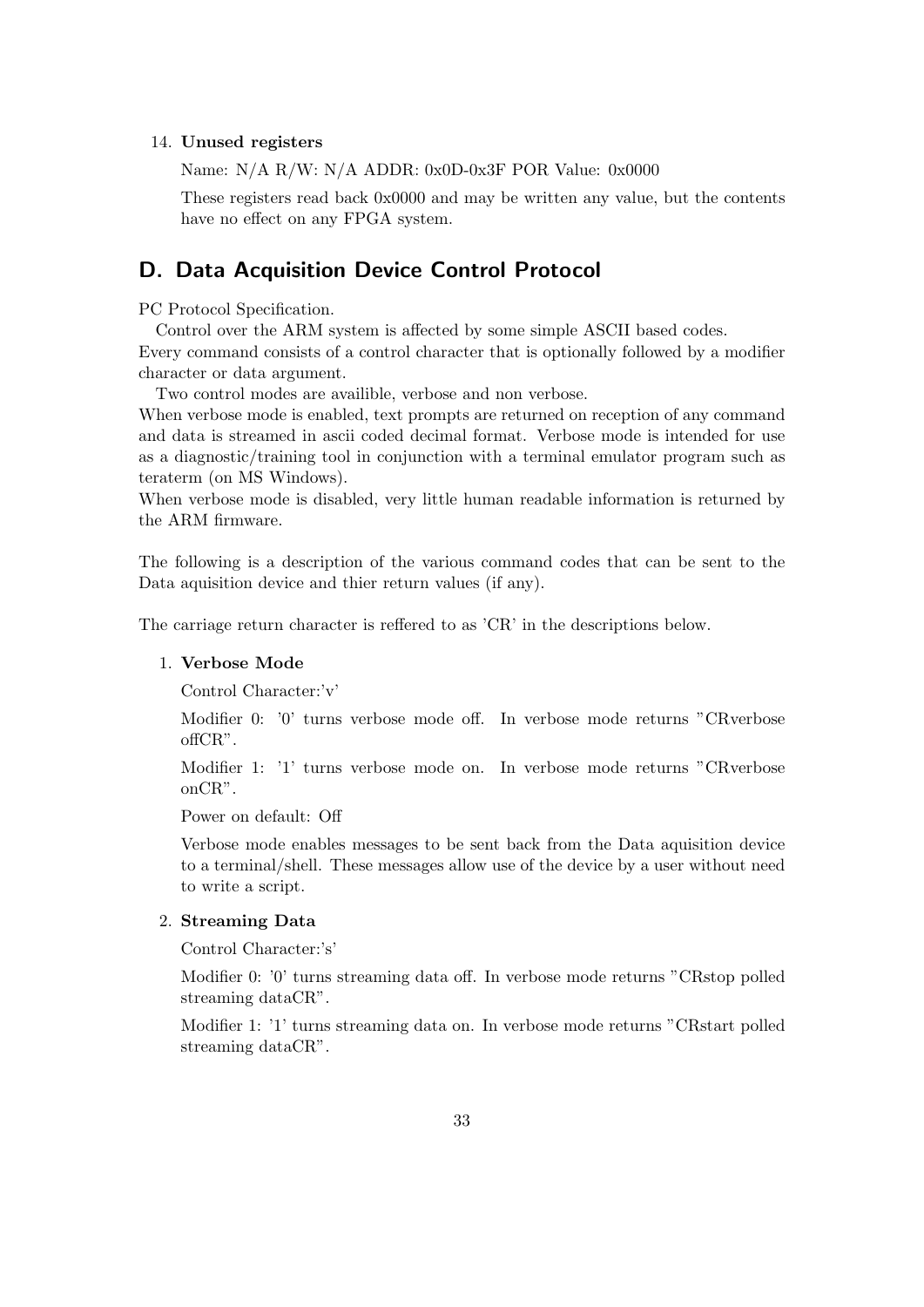14. **Unused registers**

    Name: N/A R/W: N/A ADDR: 0x0D-0x3F POR Value: 0x0000

    These registers read back 0x0000 and may be written any value, but the contents have no effect on any FPGA system.

## D. Data Acquisition Device Control Protocol

PC Protocol Specification.

Control over the ARM system is affected by some simple ASCII based codes.
Every command consists of a control character that is optionally followed by a modifier character or data argument.

Two control modes are availible, verbose and non verbose.
When verbose mode is enabled, text prompts are returned on reception of any command and data is streamed in ascii coded decimal format. Verbose mode is intended for use as a diagnostic/training tool in conjunction with a terminal emulator program such as teraterm (on MS Windows).
When verbose mode is disabled, very little human readable information is returned by the ARM firmware.

The following is a description of the various command codes that can be sent to the Data aquisition device and thier return values (if any).

The carriage return character is reffered to as 'CR' in the descriptions below.

1. **Verbose Mode**

   Control Character:'v'

   Modifier 0: '0' turns verbose mode off. In verbose mode returns "CRverbose offCR".

   Modifier 1: '1' turns verbose mode on. In verbose mode returns "CRverbose onCR".

   Power on default: Off

   Verbose mode enables messages to be sent back from the Data aquisition device to a terminal/shell. These messages allow use of the device by a user without need to write a script.

2. **Streaming Data**

   Control Character:'s'

   Modifier 0: '0' turns streaming data off. In verbose mode returns "CRstop polled streaming dataCR".

   Modifier 1: '1' turns streaming data on. In verbose mode returns "CRstart polled streaming dataCR".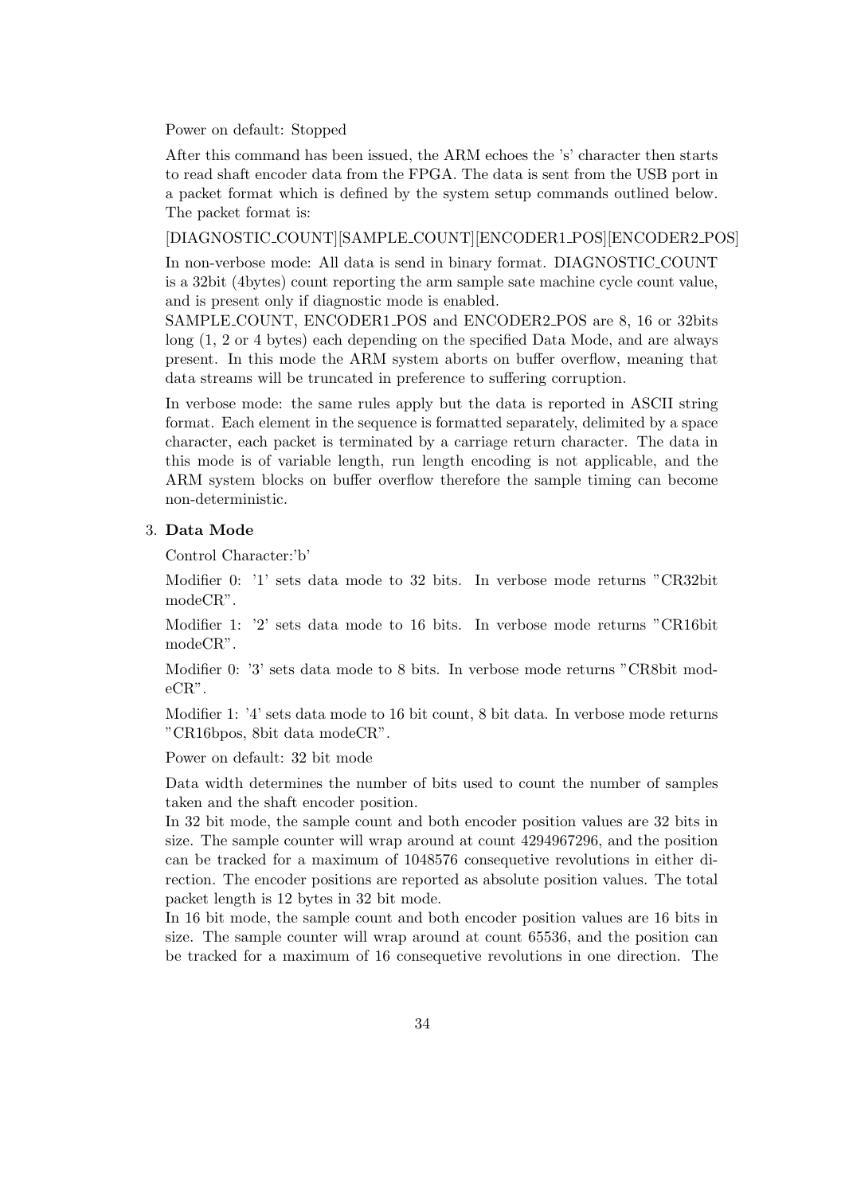Power on default: Stopped

After this command has been issued, the ARM echoes the 's' character then starts to read shaft encoder data from the FPGA. The data is sent from the USB port in a packet format which is defined by the system setup commands outlined below. The packet format is:

[DIAGNOSTIC_COUNT][SAMPLE_COUNT][ENCODER1_POS][ENCODER2_POS]

In non-verbose mode: All data is send in binary format. DIAGNOSTIC_COUNT is a 32bit (4bytes) count reporting the arm sample sate machine cycle count value, and is present only if diagnostic mode is enabled.
SAMPLE_COUNT, ENCODER1_POS and ENCODER2_POS are 8, 16 or 32bits long (1, 2 or 4 bytes) each depending on the specified Data Mode, and are always present. In this mode the ARM system aborts on buffer overflow, meaning that data streams will be truncated in preference to suffering corruption.

In verbose mode: the same rules apply but the data is reported in ASCII string format. Each element in the sequence is formatted separately, delimited by a space character, each packet is terminated by a carriage return character. The data in this mode is of variable length, run length encoding is not applicable, and the ARM system blocks on buffer overflow therefore the sample timing can become non-deterministic.

3. **Data Mode**

   Control Character:'b'

   Modifier 0: '1' sets data mode to 32 bits. In verbose mode returns "CR32bit modeCR".

   Modifier 1: '2' sets data mode to 16 bits. In verbose mode returns "CR16bit modeCR".

   Modifier 0: '3' sets data mode to 8 bits. In verbose mode returns "CR8bit modeCR".

   Modifier 1: '4' sets data mode to 16 bit count, 8 bit data. In verbose mode returns "CR16bpos, 8bit data modeCR".

   Power on default: 32 bit mode

   Data width determines the number of bits used to count the number of samples taken and the shaft encoder position.
   In 32 bit mode, the sample count and both encoder position values are 32 bits in size. The sample counter will wrap around at count 4294967296, and the position can be tracked for a maximum of 1048576 consequetive revolutions in either direction. The encoder positions are reported as absolute position values. The total packet length is 12 bytes in 32 bit mode.
   In 16 bit mode, the sample count and both encoder position values are 16 bits in size. The sample counter will wrap around at count 65536, and the position can be tracked for a maximum of 16 consequetive revolutions in one direction. The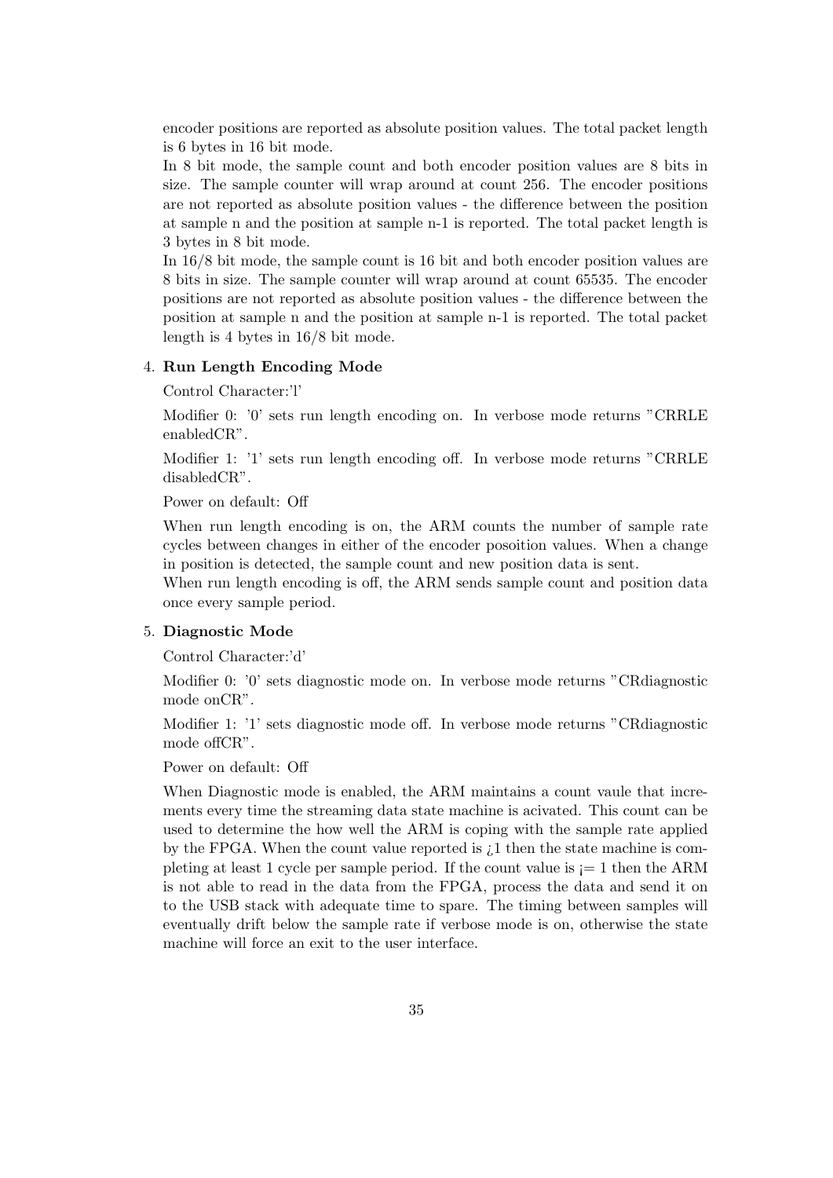encoder positions are reported as absolute position values. The total packet length is 6 bytes in 16 bit mode.
In 8 bit mode, the sample count and both encoder position values are 8 bits in size. The sample counter will wrap around at count 256. The encoder positions are not reported as absolute position values - the difference between the position at sample n and the position at sample n-1 is reported. The total packet length is 3 bytes in 8 bit mode.
In 16/8 bit mode, the sample count is 16 bit and both encoder position values are 8 bits in size. The sample counter will wrap around at count 65535. The encoder positions are not reported as absolute position values - the difference between the position at sample n and the position at sample n-1 is reported. The total packet length is 4 bytes in 16/8 bit mode.

4. **Run Length Encoding Mode**

   Control Character:'l'

   Modifier 0: '0' sets run length encoding on. In verbose mode returns "CRRLE enabledCR".

   Modifier 1: '1' sets run length encoding off. In verbose mode returns "CRRLE disabledCR".

   Power on default: Off

   When run length encoding is on, the ARM counts the number of sample rate cycles between changes in either of the encoder posoition values. When a change in position is detected, the sample count and new position data is sent.
   When run length encoding is off, the ARM sends sample count and position data once every sample period.

5. **Diagnostic Mode**

   Control Character:'d'

   Modifier 0: '0' sets diagnostic mode on. In verbose mode returns "CRdiagnostic mode onCR".

   Modifier 1: '1' sets diagnostic mode off. In verbose mode returns "CRdiagnostic mode offCR".

   Power on default: Off

   When Diagnostic mode is enabled, the ARM maintains a count vaule that increments every time the streaming data state machine is acivated. This count can be used to determine the how well the ARM is coping with the sample rate applied by the FPGA. When the count value reported is ¿1 then the state machine is completing at least 1 cycle per sample period. If the count value is ¡= 1 then the ARM is not able to read in the data from the FPGA, process the data and send it on to the USB stack with adequate time to spare. The timing between samples will eventually drift below the sample rate if verbose mode is on, otherwise the state machine will force an exit to the user interface.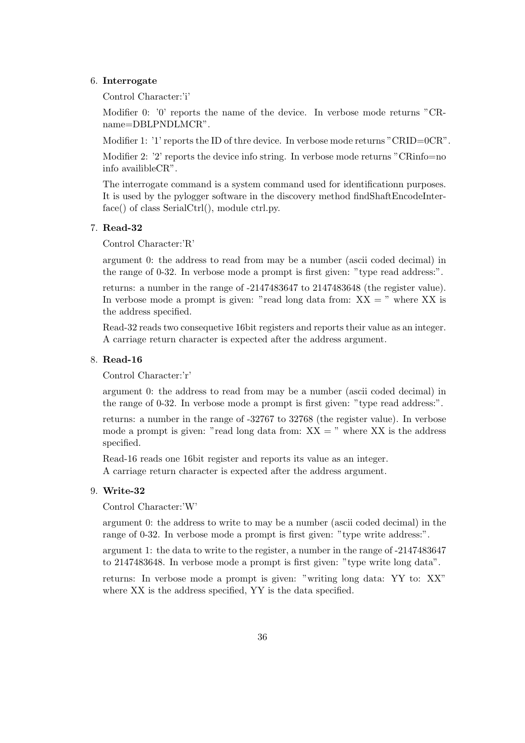6. **Interrogate**

   Control Character:'i'

   Modifier 0: '0' reports the name of the device. In verbose mode returns "CR-name=DBLPNDLMCR".

   Modifier 1: '1' reports the ID of thre device. In verbose mode returns "CRID=0CR".

   Modifier 2: '2' reports the device info string. In verbose mode returns "CRinfo=no info availibleCR".

   The interrogate command is a system command used for identificationn purposes. It is used by the pylogger software in the discovery method findShaftEncodeInterface() of class SerialCtrl(), module ctrl.py.

7. **Read-32**

   Control Character:'R'

   argument 0: the address to read from may be a number (ascii coded decimal) in the range of 0-32. In verbose mode a prompt is first given: "type read address:".

   returns: a number in the range of -2147483647 to 2147483648 (the register value). In verbose mode a prompt is given: "read long data from: XX = " where XX is the address specified.

   Read-32 reads two consequetive 16bit registers and reports their value as an integer. A carriage return character is expected after the address argument.

8. **Read-16**

   Control Character:'r'

   argument 0: the address to read from may be a number (ascii coded decimal) in the range of 0-32. In verbose mode a prompt is first given: "type read address:".

   returns: a number in the range of -32767 to 32768 (the register value). In verbose mode a prompt is given: "read long data from: XX = " where XX is the address specified.

   Read-16 reads one 16bit register and reports its value as an integer.
   A carriage return character is expected after the address argument.

9. **Write-32**

   Control Character:'W'

   argument 0: the address to write to may be a number (ascii coded decimal) in the range of 0-32. In verbose mode a prompt is first given: "type write address:".

   argument 1: the data to write to the register, a number in the range of -2147483647 to 2147483648. In verbose mode a prompt is first given: "type write long data".

   returns: In verbose mode a prompt is given: "writing long data: YY to: XX" where XX is the address specified, YY is the data specified.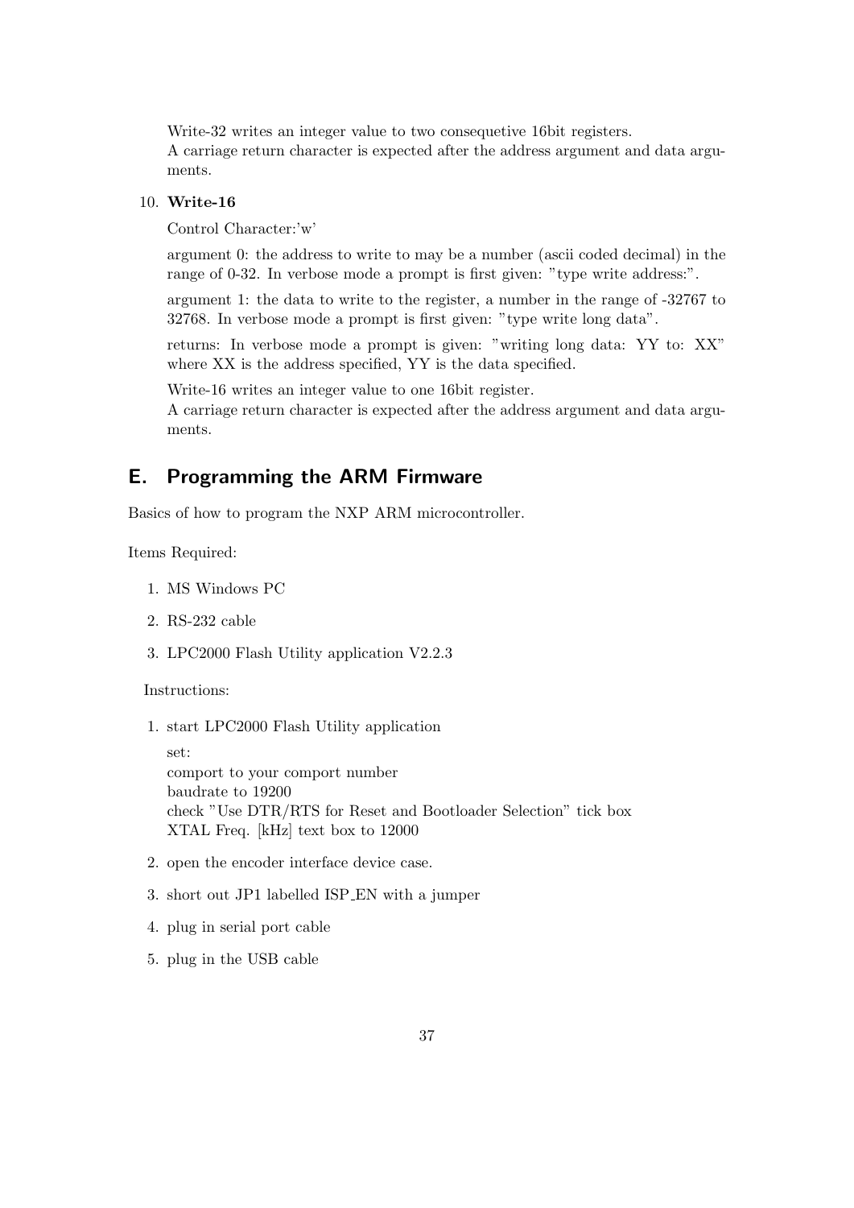Write-32 writes an integer value to two consequetive 16bit registers.
A carriage return character is expected after the address argument and data arguments.

10. **Write-16**

    Control Character:'w'

    argument 0: the address to write to may be a number (ascii coded decimal) in the range of 0-32. In verbose mode a prompt is first given: "type write address:".

    argument 1: the data to write to the register, a number in the range of -32767 to 32768. In verbose mode a prompt is first given: "type write long data".

    returns: In verbose mode a prompt is given: "writing long data: YY to: XX" where XX is the address specified, YY is the data specified.

    Write-16 writes an integer value to one 16bit register.
    A carriage return character is expected after the address argument and data arguments.

## E. Programming the ARM Firmware

Basics of how to program the NXP ARM microcontroller.

Items Required:

1. MS Windows PC
2. RS-232 cable
3. LPC2000 Flash Utility application V2.2.3

Instructions:

1. start LPC2000 Flash Utility application

   set:
   comport to your comport number
   baudrate to 19200
   check "Use DTR/RTS for Reset and Bootloader Selection" tick box
   XTAL Freq. [kHz] text box to 12000

2. open the encoder interface device case.
3. short out JP1 labelled ISP_EN with a jumper
4. plug in serial port cable
5. plug in the USB cable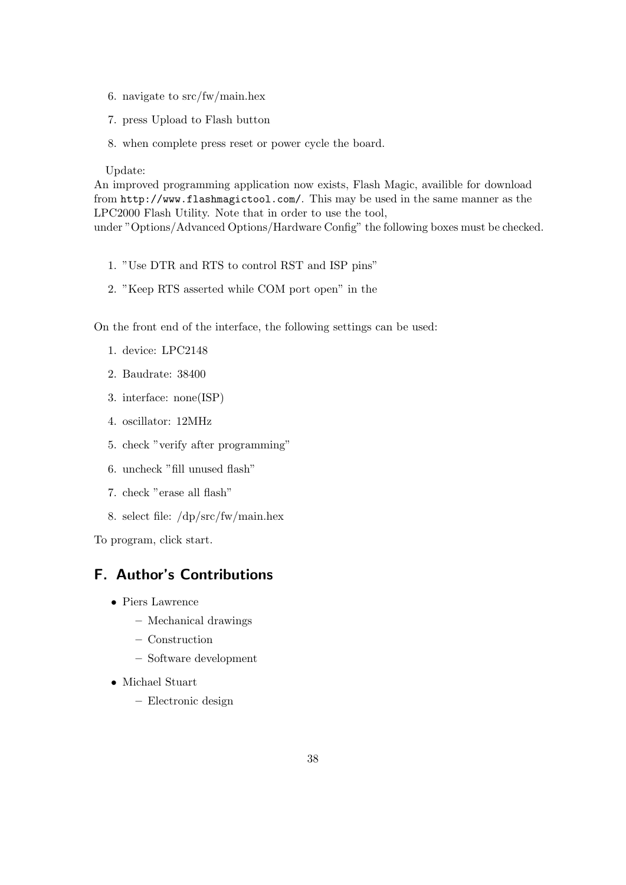6. navigate to src/fw/main.hex
7. press Upload to Flash button
8. when complete press reset or power cycle the board.

Update:
An improved programming application now exists, Flash Magic, availible for download from `http://www.flashmagictool.com/`. This may be used in the same manner as the LPC2000 Flash Utility. Note that in order to use the tool,
under "Options/Advanced Options/Hardware Config" the following boxes must be checked.

1. "Use DTR and RTS to control RST and ISP pins"
2. "Keep RTS asserted while COM port open" in the

On the front end of the interface, the following settings can be used:

1. device: LPC2148
2. Baudrate: 38400
3. interface: none(ISP)
4. oscillator: 12MHz
5. check "verify after programming"
6. uncheck "fill unused flash"
7. check "erase all flash"
8. select file: /dp/src/fw/main.hex

To program, click start.

## F. Author's Contributions

- Piers Lawrence
  - Mechanical drawings
  - Construction
  - Software development
- Michael Stuart
  - Electronic design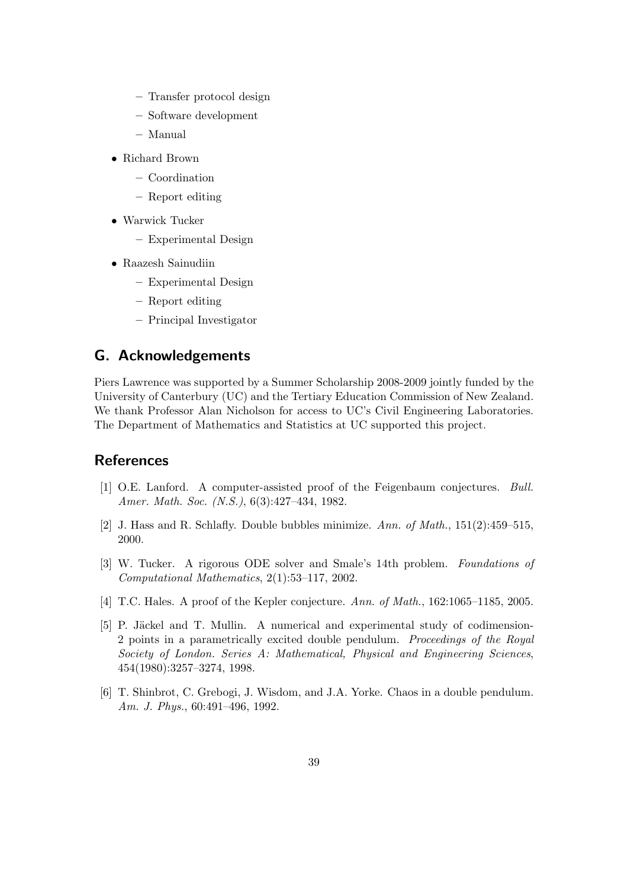- Transfer protocol design
  - Software development
  - Manual
- Richard Brown
  - Coordination
  - Report editing
- Warwick Tucker
  - Experimental Design
- Raazesh Sainudiin
  - Experimental Design
  - Report editing
  - Principal Investigator

## G. Acknowledgements

Piers Lawrence was supported by a Summer Scholarship 2008-2009 jointly funded by the University of Canterbury (UC) and the Tertiary Education Commission of New Zealand. We thank Professor Alan Nicholson for access to UC's Civil Engineering Laboratories. The Department of Mathematics and Statistics at UC supported this project.

## References

[1] O.E. Lanford. A computer-assisted proof of the Feigenbaum conjectures. *Bull. Amer. Math. Soc. (N.S.)*, 6(3):427–434, 1982.

[2] J. Hass and R. Schlafly. Double bubbles minimize. *Ann. of Math.*, 151(2):459–515, 2000.

[3] W. Tucker. A rigorous ODE solver and Smale's 14th problem. *Foundations of Computational Mathematics*, 2(1):53–117, 2002.

[4] T.C. Hales. A proof of the Kepler conjecture. *Ann. of Math.*, 162:1065–1185, 2005.

[5] P. Jäckel and T. Mullin. A numerical and experimental study of codimension-2 points in a parametrically excited double pendulum. *Proceedings of the Royal Society of London. Series A: Mathematical, Physical and Engineering Sciences*, 454(1980):3257–3274, 1998.

[6] T. Shinbrot, C. Grebogi, J. Wisdom, and J.A. Yorke. Chaos in a double pendulum. *Am. J. Phys.*, 60:491–496, 1992.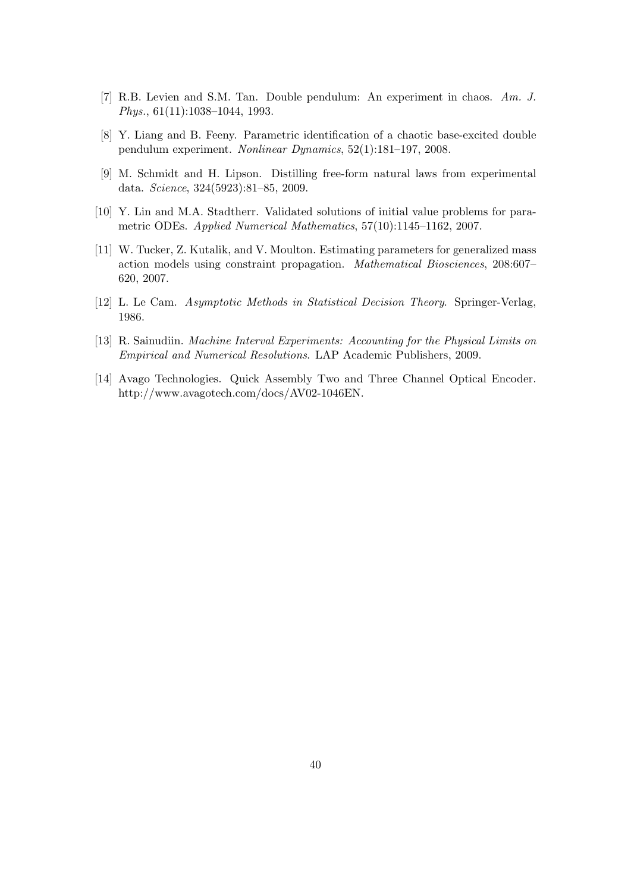[7] R.B. Levien and S.M. Tan. Double pendulum: An experiment in chaos. *Am. J. Phys.*, 61(11):1038–1044, 1993.

[8] Y. Liang and B. Feeny. Parametric identification of a chaotic base-excited double pendulum experiment. *Nonlinear Dynamics*, 52(1):181–197, 2008.

[9] M. Schmidt and H. Lipson. Distilling free-form natural laws from experimental data. *Science*, 324(5923):81–85, 2009.

[10] Y. Lin and M.A. Stadtherr. Validated solutions of initial value problems for parametric ODEs. *Applied Numerical Mathematics*, 57(10):1145–1162, 2007.

[11] W. Tucker, Z. Kutalik, and V. Moulton. Estimating parameters for generalized mass action models using constraint propagation. *Mathematical Biosciences*, 208:607–620, 2007.

[12] L. Le Cam. *Asymptotic Methods in Statistical Decision Theory*. Springer-Verlag, 1986.

[13] R. Sainudiin. *Machine Interval Experiments: Accounting for the Physical Limits on Empirical and Numerical Resolutions*. LAP Academic Publishers, 2009.

[14] Avago Technologies. Quick Assembly Two and Three Channel Optical Encoder. http://www.avagotech.com/docs/AV02-1046EN.